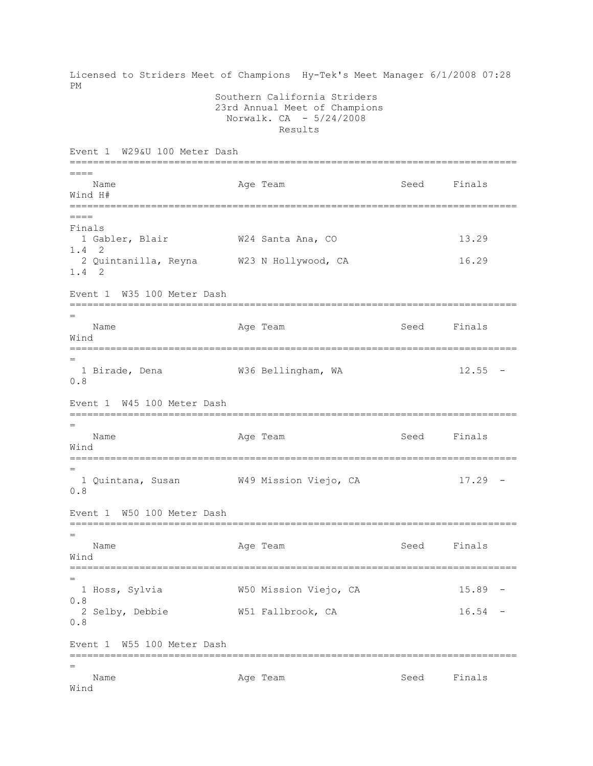Licensed to Striders Meet of Champions Hy-Tek's Meet Manager 6/1/2008 07:28 PM

Southern California Striders
23rd Annual Meet of Champions
Norwalk. CA - 5/24/2008
Results

## Event 1 W29&U 100 Meter Dash

| | Name | Age | Team | Seed | Finals | Wind | H# |
|---|---|---|---|---|---|---|---|
| **Finals** | | | | | | | |
| 1 | Gabler, Blair | W24 | Santa Ana, CO | | 13.29 | 1.4 | 2 |
| 2 | Quintanilla, Reyna | W23 | N Hollywood, CA | | 16.29 | 1.4 | 2 |

## Event 1 W35 100 Meter Dash

| | Name | Age | Team | Seed | Finals | Wind |
|---|---|---|---|---|---|---|
| 1 | Birade, Dena | W36 | Bellingham, WA | | 12.55 | -0.8 |

## Event 1 W45 100 Meter Dash

| | Name | Age | Team | Seed | Finals | Wind |
|---|---|---|---|---|---|---|
| 1 | Quintana, Susan | W49 | Mission Viejo, CA | | 17.29 | -0.8 |

## Event 1 W50 100 Meter Dash

| | Name | Age | Team | Seed | Finals | Wind |
|---|---|---|---|---|---|---|
| 1 | Hoss, Sylvia | W50 | Mission Viejo, CA | | 15.89 | -0.8 |
| 2 | Selby, Debbie | W51 | Fallbrook, CA | | 16.54 | -0.8 |

## Event 1 W55 100 Meter Dash

| | Name | Age | Team | Seed | Finals | Wind |
|---|---|---|---|---|---|---|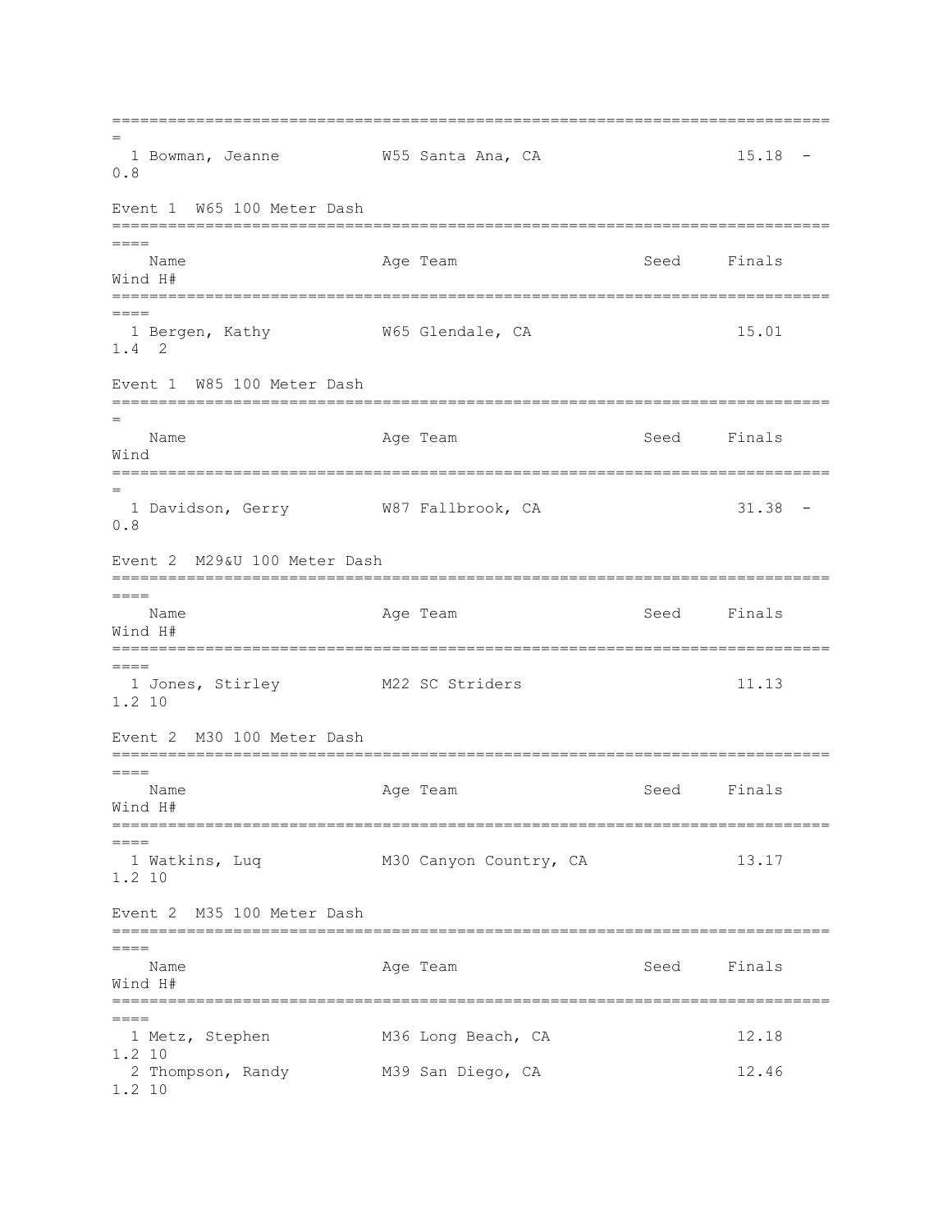| Place | Name | Age | Team | Seed | Finals | Wind |
|---|---|---|---|---|---|---|
| 1 | Bowman, Jeanne | W55 | Santa Ana, CA | | 15.18 | -0.8 |

## Event 1 W65 100 Meter Dash

| Place | Name | Age | Team | Seed | Finals | Wind | H# |
|---|---|---|---|---|---|---|---|
| 1 | Bergen, Kathy | W65 | Glendale, CA | | 15.01 | 1.4 | 2 |

## Event 1 W85 100 Meter Dash

| Place | Name | Age | Team | Seed | Finals | Wind |
|---|---|---|---|---|---|---|
| 1 | Davidson, Gerry | W87 | Fallbrook, CA | | 31.38 | -0.8 |

## Event 2 M29&U 100 Meter Dash

| Place | Name | Age | Team | Seed | Finals | Wind | H# |
|---|---|---|---|---|---|---|---|
| 1 | Jones, Stirley | M22 | SC Striders | | 11.13 | 1.2 | 10 |

## Event 2 M30 100 Meter Dash

| Place | Name | Age | Team | Seed | Finals | Wind | H# |
|---|---|---|---|---|---|---|---|
| 1 | Watkins, Luq | M30 | Canyon Country, CA | | 13.17 | 1.2 | 10 |

## Event 2 M35 100 Meter Dash

| Place | Name | Age | Team | Seed | Finals | Wind | H# |
|---|---|---|---|---|---|---|---|
| 1 | Metz, Stephen | M36 | Long Beach, CA | | 12.18 | 1.2 | 10 |
| 2 | Thompson, Randy | M39 | San Diego, CA | | 12.46 | 1.2 | 10 |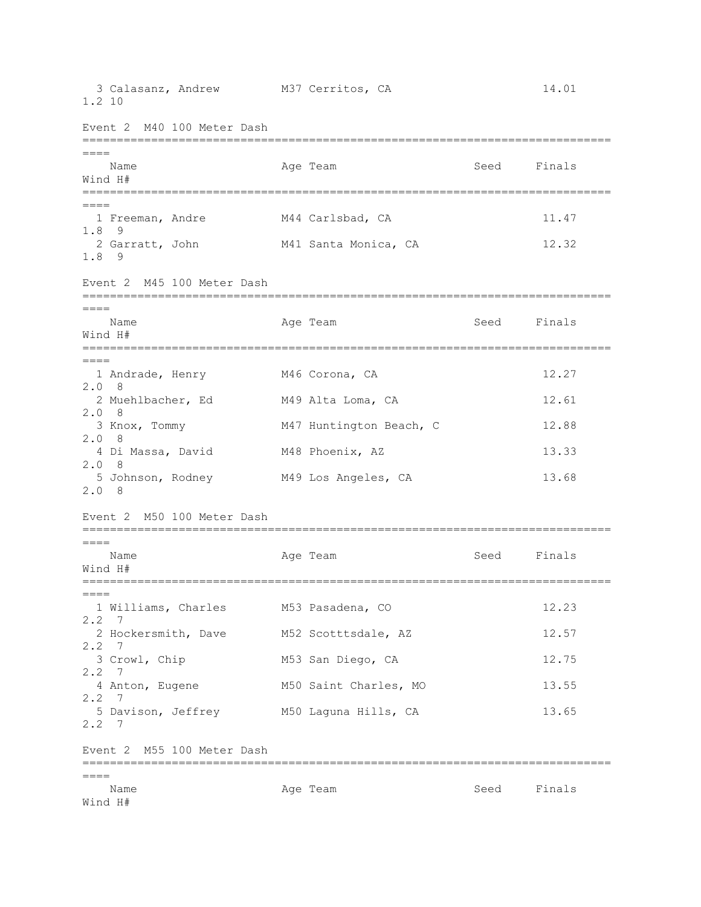3 Calasanz, Andrew M37 Cerritos, CA 14.01 1.2 10

## Event 2 M40 100 Meter Dash

|   | Name | Age | Team | Seed | Finals | Wind | H# |
|---|---|---|---|---|---|---|---|
| 1 | Freeman, Andre | M44 | Carlsbad, CA | | 11.47 | 1.8 | 9 |
| 2 | Garratt, John | M41 | Santa Monica, CA | | 12.32 | 1.8 | 9 |

## Event 2 M45 100 Meter Dash

|   | Name | Age | Team | Seed | Finals | Wind | H# |
|---|---|---|---|---|---|---|---|
| 1 | Andrade, Henry | M46 | Corona, CA | | 12.27 | 2.0 | 8 |
| 2 | Muehlbacher, Ed | M49 | Alta Loma, CA | | 12.61 | 2.0 | 8 |
| 3 | Knox, Tommy | M47 | Huntington Beach, C | | 12.88 | 2.0 | 8 |
| 4 | Di Massa, David | M48 | Phoenix, AZ | | 13.33 | 2.0 | 8 |
| 5 | Johnson, Rodney | M49 | Los Angeles, CA | | 13.68 | 2.0 | 8 |

## Event 2 M50 100 Meter Dash

|   | Name | Age | Team | Seed | Finals | Wind | H# |
|---|---|---|---|---|---|---|---|
| 1 | Williams, Charles | M53 | Pasadena, CO | | 12.23 | 2.2 | 7 |
| 2 | Hockersmith, Dave | M52 | Scotttsdale, AZ | | 12.57 | 2.2 | 7 |
| 3 | Crowl, Chip | M53 | San Diego, CA | | 12.75 | 2.2 | 7 |
| 4 | Anton, Eugene | M50 | Saint Charles, MO | | 13.55 | 2.2 | 7 |
| 5 | Davison, Jeffrey | M50 | Laguna Hills, CA | | 13.65 | 2.2 | 7 |

## Event 2 M55 100 Meter Dash

|   | Name | Age | Team | Seed | Finals | Wind | H# |
|---|---|---|---|---|---|---|---|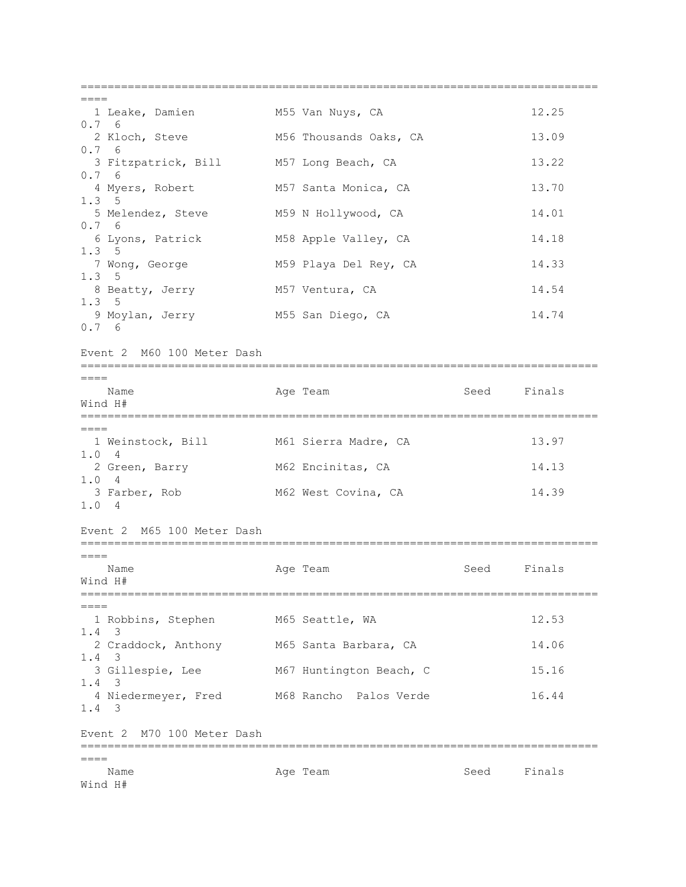| Place | Name | Age | Team | Seed | Finals | Wind | H# |
|---|---|---|---|---|---|---|---|
| 1 | Leake, Damien | M55 | Van Nuys, CA | | 12.25 | 0.7 | 6 |
| 2 | Kloch, Steve | M56 | Thousands Oaks, CA | | 13.09 | 0.7 | 6 |
| 3 | Fitzpatrick, Bill | M57 | Long Beach, CA | | 13.22 | 0.7 | 6 |
| 4 | Myers, Robert | M57 | Santa Monica, CA | | 13.70 | 1.3 | 5 |
| 5 | Melendez, Steve | M59 | N Hollywood, CA | | 14.01 | 0.7 | 6 |
| 6 | Lyons, Patrick | M58 | Apple Valley, CA | | 14.18 | 1.3 | 5 |
| 7 | Wong, George | M59 | Playa Del Rey, CA | | 14.33 | 1.3 | 5 |
| 8 | Beatty, Jerry | M57 | Ventura, CA | | 14.54 | 1.3 | 5 |
| 9 | Moylan, Jerry | M55 | San Diego, CA | | 14.74 | 0.7 | 6 |

Event 2 M60 100 Meter Dash

| Place | Name | Age | Team | Seed | Finals | Wind | H# |
|---|---|---|---|---|---|---|---|
| 1 | Weinstock, Bill | M61 | Sierra Madre, CA | | 13.97 | 1.0 | 4 |
| 2 | Green, Barry | M62 | Encinitas, CA | | 14.13 | 1.0 | 4 |
| 3 | Farber, Rob | M62 | West Covina, CA | | 14.39 | 1.0 | 4 |

Event 2 M65 100 Meter Dash

| Place | Name | Age | Team | Seed | Finals | Wind | H# |
|---|---|---|---|---|---|---|---|
| 1 | Robbins, Stephen | M65 | Seattle, WA | | 12.53 | 1.4 | 3 |
| 2 | Craddock, Anthony | M65 | Santa Barbara, CA | | 14.06 | 1.4 | 3 |
| 3 | Gillespie, Lee | M67 | Huntington Beach, C | | 15.16 | 1.4 | 3 |
| 4 | Niedermeyer, Fred | M68 | Rancho Palos Verde | | 16.44 | 1.4 | 3 |

Event 2 M70 100 Meter Dash

| Place | Name | Age | Team | Seed | Finals | Wind | H# |
|---|---|---|---|---|---|---|---|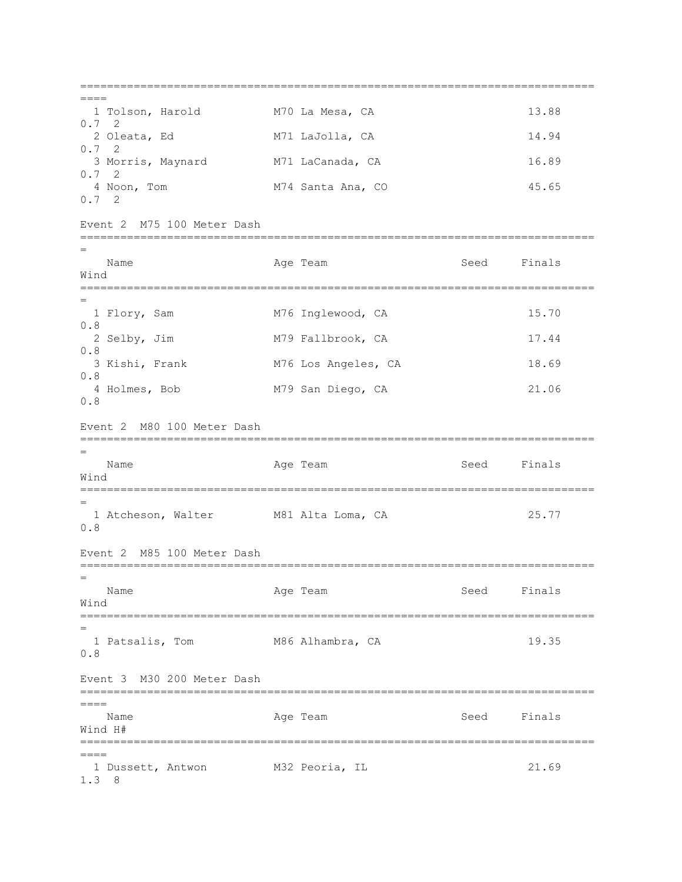| Place | Name | Age | Team | Seed | Finals | Wind | H# |
|---|---|---|---|---|---|---|---|
| 1 | Tolson, Harold | M70 | La Mesa, CA | | 13.88 | 0.7 | 2 |
| 2 | Oleata, Ed | M71 | LaJolla, CA | | 14.94 | 0.7 | 2 |
| 3 | Morris, Maynard | M71 | LaCanada, CA | | 16.89 | 0.7 | 2 |
| 4 | Noon, Tom | M74 | Santa Ana, CO | | 45.65 | 0.7 | 2 |

## Event 2 M75 100 Meter Dash

| Place | Name | Age | Team | Seed | Finals | Wind |
|---|---|---|---|---|---|---|
| 1 | Flory, Sam | M76 | Inglewood, CA | | 15.70 | 0.8 |
| 2 | Selby, Jim | M79 | Fallbrook, CA | | 17.44 | 0.8 |
| 3 | Kishi, Frank | M76 | Los Angeles, CA | | 18.69 | 0.8 |
| 4 | Holmes, Bob | M79 | San Diego, CA | | 21.06 | 0.8 |

## Event 2 M80 100 Meter Dash

| Place | Name | Age | Team | Seed | Finals | Wind |
|---|---|---|---|---|---|---|
| 1 | Atcheson, Walter | M81 | Alta Loma, CA | | 25.77 | 0.8 |

## Event 2 M85 100 Meter Dash

| Place | Name | Age | Team | Seed | Finals | Wind |
|---|---|---|---|---|---|---|
| 1 | Patsalis, Tom | M86 | Alhambra, CA | | 19.35 | 0.8 |

## Event 3 M30 200 Meter Dash

| Place | Name | Age | Team | Seed | Finals | Wind | H# |
|---|---|---|---|---|---|---|---|
| 1 | Dussett, Antwon | M32 | Peoria, IL | | 21.69 | 1.3 | 8 |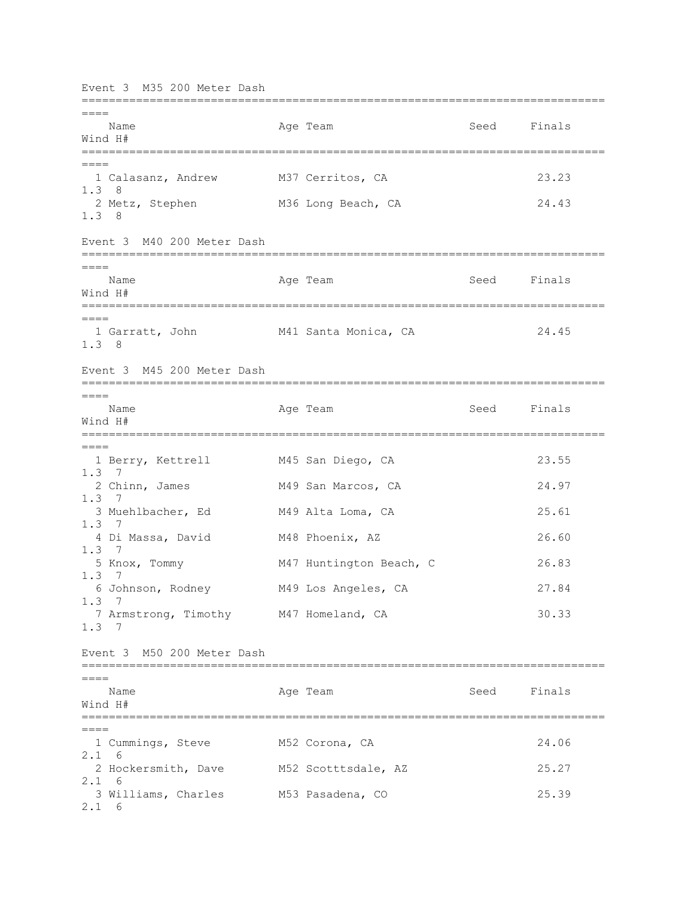## Event 3 M35 200 Meter Dash

| Place | Name | Age | Team | Seed | Finals | Wind | H# |
|---|---|---|---|---|---|---|---|
| 1 | Calasanz, Andrew | M37 | Cerritos, CA | | 23.23 | 1.3 | 8 |
| 2 | Metz, Stephen | M36 | Long Beach, CA | | 24.43 | 1.3 | 8 |

## Event 3 M40 200 Meter Dash

| Place | Name | Age | Team | Seed | Finals | Wind | H# |
|---|---|---|---|---|---|---|---|
| 1 | Garratt, John | M41 | Santa Monica, CA | | 24.45 | 1.3 | 8 |

## Event 3 M45 200 Meter Dash

| Place | Name | Age | Team | Seed | Finals | Wind | H# |
|---|---|---|---|---|---|---|---|
| 1 | Berry, Kettrell | M45 | San Diego, CA | | 23.55 | 1.3 | 7 |
| 2 | Chinn, James | M49 | San Marcos, CA | | 24.97 | 1.3 | 7 |
| 3 | Muehlbacher, Ed | M49 | Alta Loma, CA | | 25.61 | 1.3 | 7 |
| 4 | Di Massa, David | M48 | Phoenix, AZ | | 26.60 | 1.3 | 7 |
| 5 | Knox, Tommy | M47 | Huntington Beach, C | | 26.83 | 1.3 | 7 |
| 6 | Johnson, Rodney | M49 | Los Angeles, CA | | 27.84 | 1.3 | 7 |
| 7 | Armstrong, Timothy | M47 | Homeland, CA | | 30.33 | 1.3 | 7 |

## Event 3 M50 200 Meter Dash

| Place | Name | Age | Team | Seed | Finals | Wind | H# |
|---|---|---|---|---|---|---|---|
| 1 | Cummings, Steve | M52 | Corona, CA | | 24.06 | 2.1 | 6 |
| 2 | Hockersmith, Dave | M52 | Scotttsdale, AZ | | 25.27 | 2.1 | 6 |
| 3 | Williams, Charles | M53 | Pasadena, CO | | 25.39 | 2.1 | 6 |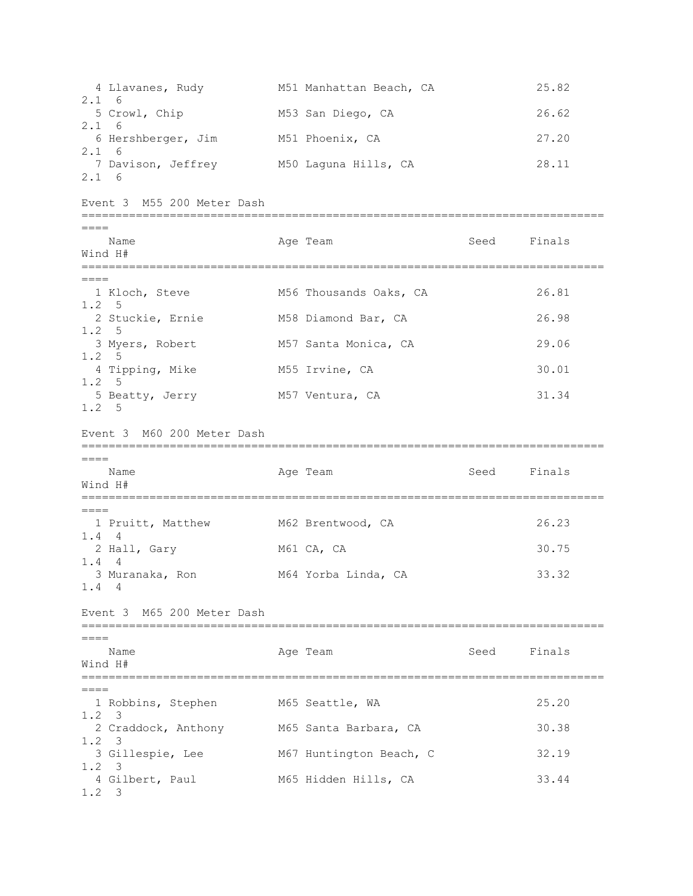| Place | Name | Age | Team | Seed | Finals | Wind | H# |
|---|---|---|---|---|---|---|---|
| 4 | Llavanes, Rudy | M51 | Manhattan Beach, CA | | 25.82 | 2.1 | 6 |
| 5 | Crowl, Chip | M53 | San Diego, CA | | 26.62 | 2.1 | 6 |
| 6 | Hershberger, Jim | M51 | Phoenix, CA | | 27.20 | 2.1 | 6 |
| 7 | Davison, Jeffrey | M50 | Laguna Hills, CA | | 28.11 | 2.1 | 6 |

### Event 3 M55 200 Meter Dash

| Place | Name | Age | Team | Seed | Finals | Wind | H# |
|---|---|---|---|---|---|---|---|
| 1 | Kloch, Steve | M56 | Thousands Oaks, CA | | 26.81 | 1.2 | 5 |
| 2 | Stuckie, Ernie | M58 | Diamond Bar, CA | | 26.98 | 1.2 | 5 |
| 3 | Myers, Robert | M57 | Santa Monica, CA | | 29.06 | 1.2 | 5 |
| 4 | Tipping, Mike | M55 | Irvine, CA | | 30.01 | 1.2 | 5 |
| 5 | Beatty, Jerry | M57 | Ventura, CA | | 31.34 | 1.2 | 5 |

### Event 3 M60 200 Meter Dash

| Place | Name | Age | Team | Seed | Finals | Wind | H# |
|---|---|---|---|---|---|---|---|
| 1 | Pruitt, Matthew | M62 | Brentwood, CA | | 26.23 | 1.4 | 4 |
| 2 | Hall, Gary | M61 | CA, CA | | 30.75 | 1.4 | 4 |
| 3 | Muranaka, Ron | M64 | Yorba Linda, CA | | 33.32 | 1.4 | 4 |

### Event 3 M65 200 Meter Dash

| Place | Name | Age | Team | Seed | Finals | Wind | H# |
|---|---|---|---|---|---|---|---|
| 1 | Robbins, Stephen | M65 | Seattle, WA | | 25.20 | 1.2 | 3 |
| 2 | Craddock, Anthony | M65 | Santa Barbara, CA | | 30.38 | 1.2 | 3 |
| 3 | Gillespie, Lee | M67 | Huntington Beach, C | | 32.19 | 1.2 | 3 |
| 4 | Gilbert, Paul | M65 | Hidden Hills, CA | | 33.44 | 1.2 | 3 |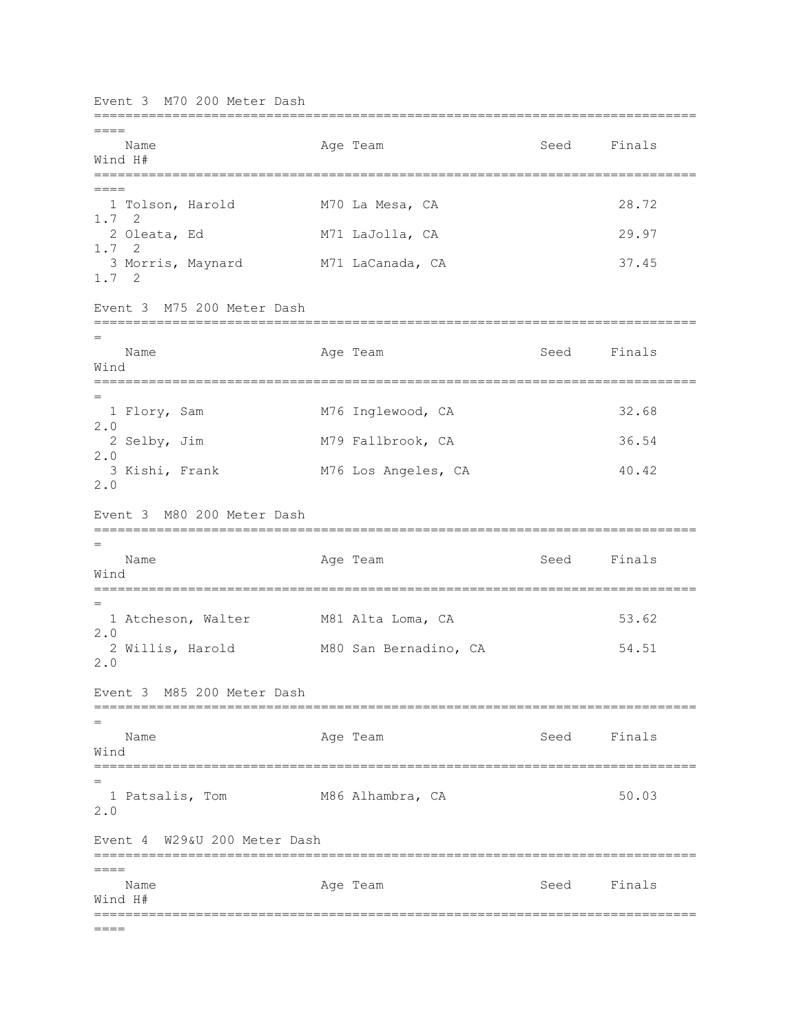## Event 3 M70 200 Meter Dash

| | Name | Age | Team | Seed | Finals | Wind | H# |
|---|---|---|---|---|---|---|---|
| 1 | Tolson, Harold | M70 | La Mesa, CA | | 28.72 | 1.7 | 2 |
| 2 | Oleata, Ed | M71 | LaJolla, CA | | 29.97 | 1.7 | 2 |
| 3 | Morris, Maynard | M71 | LaCanada, CA | | 37.45 | 1.7 | 2 |

## Event 3 M75 200 Meter Dash

| | Name | Age | Team | Seed | Finals | Wind |
|---|---|---|---|---|---|---|
| 1 | Flory, Sam | M76 | Inglewood, CA | | 32.68 | 2.0 |
| 2 | Selby, Jim | M79 | Fallbrook, CA | | 36.54 | 2.0 |
| 3 | Kishi, Frank | M76 | Los Angeles, CA | | 40.42 | 2.0 |

## Event 3 M80 200 Meter Dash

| | Name | Age | Team | Seed | Finals | Wind |
|---|---|---|---|---|---|---|
| 1 | Atcheson, Walter | M81 | Alta Loma, CA | | 53.62 | 2.0 |
| 2 | Willis, Harold | M80 | San Bernadino, CA | | 54.51 | 2.0 |

## Event 3 M85 200 Meter Dash

| | Name | Age | Team | Seed | Finals | Wind |
|---|---|---|---|---|---|---|
| 1 | Patsalis, Tom | M86 | Alhambra, CA | | 50.03 | 2.0 |

## Event 4 W29&U 200 Meter Dash

| | Name | Age | Team | Seed | Finals | Wind | H# |
|---|---|---|---|---|---|---|---|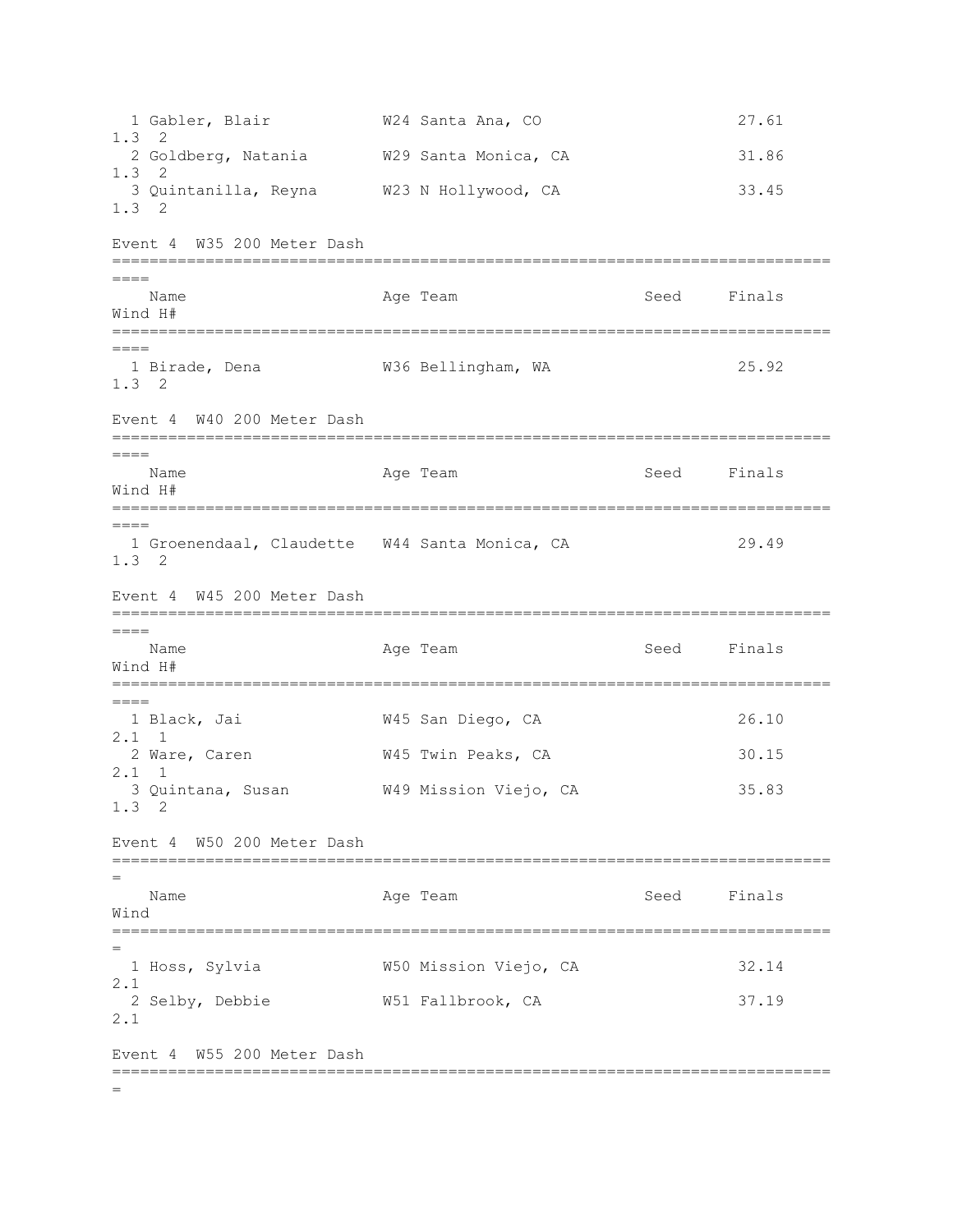| Place | Name | Age | Team | Seed | Finals | Wind | H# |
|---|---|---|---|---|---|---|---|
| 1 | Gabler, Blair | W24 | Santa Ana, CO | | 27.61 | 1.3 | 2 |
| 2 | Goldberg, Natania | W29 | Santa Monica, CA | | 31.86 | 1.3 | 2 |
| 3 | Quintanilla, Reyna | W23 | N Hollywood, CA | | 33.45 | 1.3 | 2 |

Event 4  W35 200 Meter Dash

| Place | Name | Age | Team | Seed | Finals | Wind | H# |
|---|---|---|---|---|---|---|---|
| 1 | Birade, Dena | W36 | Bellingham, WA | | 25.92 | 1.3 | 2 |

Event 4  W40 200 Meter Dash

| Place | Name | Age | Team | Seed | Finals | Wind | H# |
|---|---|---|---|---|---|---|---|
| 1 | Groenendaal, Claudette | W44 | Santa Monica, CA | | 29.49 | 1.3 | 2 |

Event 4  W45 200 Meter Dash

| Place | Name | Age | Team | Seed | Finals | Wind | H# |
|---|---|---|---|---|---|---|---|
| 1 | Black, Jai | W45 | San Diego, CA | | 26.10 | 2.1 | 1 |
| 2 | Ware, Caren | W45 | Twin Peaks, CA | | 30.15 | 2.1 | 1 |
| 3 | Quintana, Susan | W49 | Mission Viejo, CA | | 35.83 | 1.3 | 2 |

Event 4  W50 200 Meter Dash

| Place | Name | Age | Team | Seed | Finals | Wind |
|---|---|---|---|---|---|---|
| 1 | Hoss, Sylvia | W50 | Mission Viejo, CA | | 32.14 | 2.1 |
| 2 | Selby, Debbie | W51 | Fallbrook, CA | | 37.19 | 2.1 |

Event 4  W55 200 Meter Dash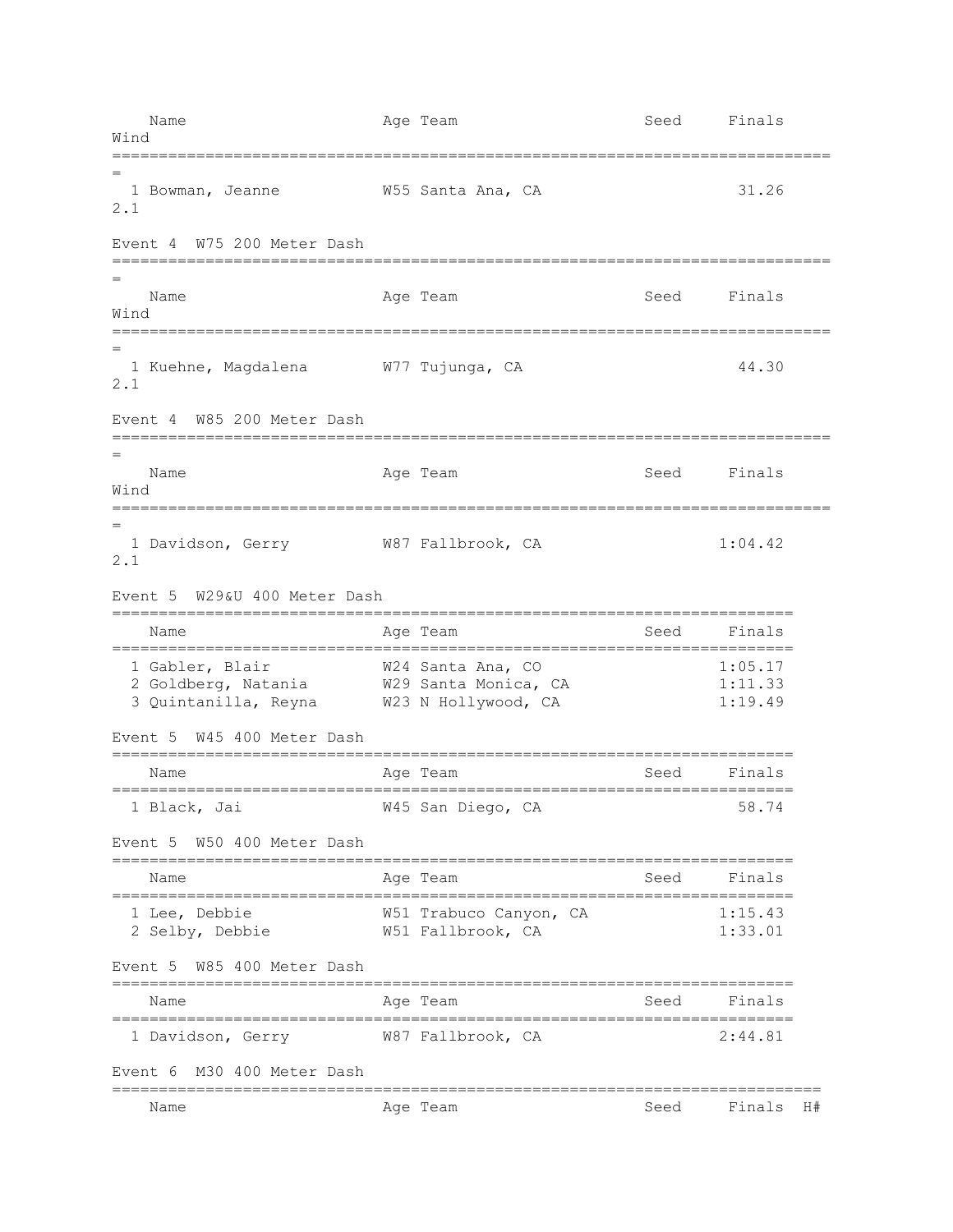| Name | Age | Team | Seed | Finals | Wind |
|---|---|---|---|---|---|
| 1 Bowman, Jeanne | W55 | Santa Ana, CA | | 31.26 | 2.1 |

## Event 4  W75 200 Meter Dash

| Name | Age | Team | Seed | Finals | Wind |
|---|---|---|---|---|---|
| 1 Kuehne, Magdalena | W77 | Tujunga, CA | | 44.30 | 2.1 |

## Event 4  W85 200 Meter Dash

| Name | Age | Team | Seed | Finals | Wind |
|---|---|---|---|---|---|
| 1 Davidson, Gerry | W87 | Fallbrook, CA | | 1:04.42 | 2.1 |

## Event 5  W29&U 400 Meter Dash

| Name | Age | Team | Seed | Finals |
|---|---|---|---|---|
| 1 Gabler, Blair | W24 | Santa Ana, CO | | 1:05.17 |
| 2 Goldberg, Natania | W29 | Santa Monica, CA | | 1:11.33 |
| 3 Quintanilla, Reyna | W23 | N Hollywood, CA | | 1:19.49 |

## Event 5  W45 400 Meter Dash

| Name | Age | Team | Seed | Finals |
|---|---|---|---|---|
| 1 Black, Jai | W45 | San Diego, CA | | 58.74 |

## Event 5  W50 400 Meter Dash

| Name | Age | Team | Seed | Finals |
|---|---|---|---|---|
| 1 Lee, Debbie | W51 | Trabuco Canyon, CA | | 1:15.43 |
| 2 Selby, Debbie | W51 | Fallbrook, CA | | 1:33.01 |

## Event 5  W85 400 Meter Dash

| Name | Age | Team | Seed | Finals |
|---|---|---|---|---|
| 1 Davidson, Gerry | W87 | Fallbrook, CA | | 2:44.81 |

## Event 6  M30 400 Meter Dash

| Name | Age | Team | Seed | Finals | H# |
|---|---|---|---|---|---|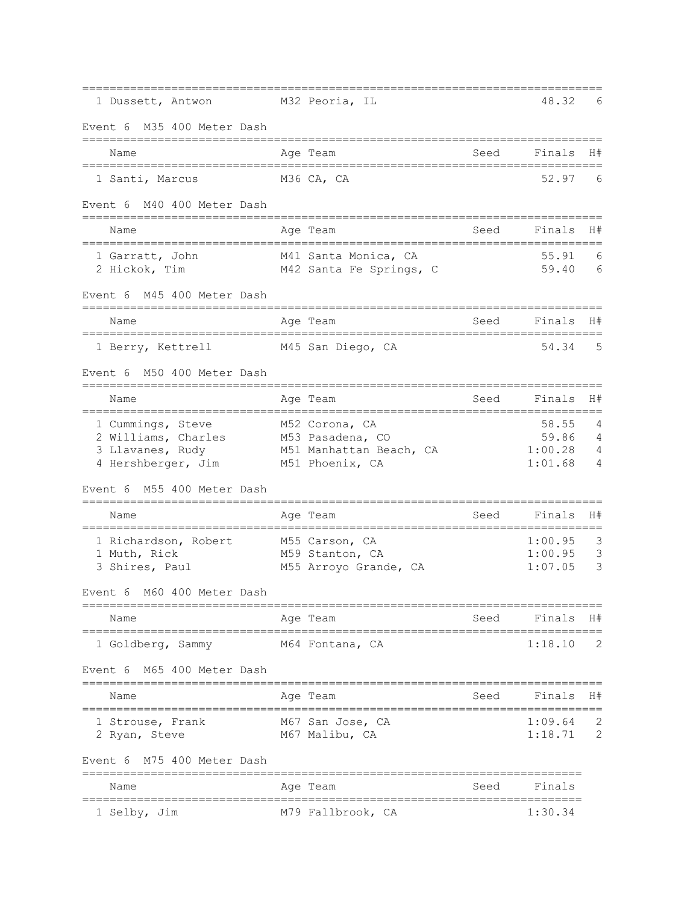| Place | Name | Age | Team | Seed | Finals | H# |
|---|---|---|---|---|---|---|
| 1 | Dussett, Antwon | M32 | Peoria, IL | | 48.32 | 6 |

## Event 6 M35 400 Meter Dash

| Place | Name | Age | Team | Seed | Finals | H# |
|---|---|---|---|---|---|---|
| 1 | Santi, Marcus | M36 | CA, CA | | 52.97 | 6 |

## Event 6 M40 400 Meter Dash

| Place | Name | Age | Team | Seed | Finals | H# |
|---|---|---|---|---|---|---|
| 1 | Garratt, John | M41 | Santa Monica, CA | | 55.91 | 6 |
| 2 | Hickok, Tim | M42 | Santa Fe Springs, C | | 59.40 | 6 |

## Event 6 M45 400 Meter Dash

| Place | Name | Age | Team | Seed | Finals | H# |
|---|---|---|---|---|---|---|
| 1 | Berry, Kettrell | M45 | San Diego, CA | | 54.34 | 5 |

## Event 6 M50 400 Meter Dash

| Place | Name | Age | Team | Seed | Finals | H# |
|---|---|---|---|---|---|---|
| 1 | Cummings, Steve | M52 | Corona, CA | | 58.55 | 4 |
| 2 | Williams, Charles | M53 | Pasadena, CO | | 59.86 | 4 |
| 3 | Llavanes, Rudy | M51 | Manhattan Beach, CA | | 1:00.28 | 4 |
| 4 | Hershberger, Jim | M51 | Phoenix, CA | | 1:01.68 | 4 |

## Event 6 M55 400 Meter Dash

| Place | Name | Age | Team | Seed | Finals | H# |
|---|---|---|---|---|---|---|
| 1 | Richardson, Robert | M55 | Carson, CA | | 1:00.95 | 3 |
| 1 | Muth, Rick | M59 | Stanton, CA | | 1:00.95 | 3 |
| 3 | Shires, Paul | M55 | Arroyo Grande, CA | | 1:07.05 | 3 |

## Event 6 M60 400 Meter Dash

| Place | Name | Age | Team | Seed | Finals | H# |
|---|---|---|---|---|---|---|
| 1 | Goldberg, Sammy | M64 | Fontana, CA | | 1:18.10 | 2 |

## Event 6 M65 400 Meter Dash

| Place | Name | Age | Team | Seed | Finals | H# |
|---|---|---|---|---|---|---|
| 1 | Strouse, Frank | M67 | San Jose, CA | | 1:09.64 | 2 |
| 2 | Ryan, Steve | M67 | Malibu, CA | | 1:18.71 | 2 |

## Event 6 M75 400 Meter Dash

| Place | Name | Age | Team | Seed | Finals |
|---|---|---|---|---|---|
| 1 | Selby, Jim | M79 | Fallbrook, CA | | 1:30.34 |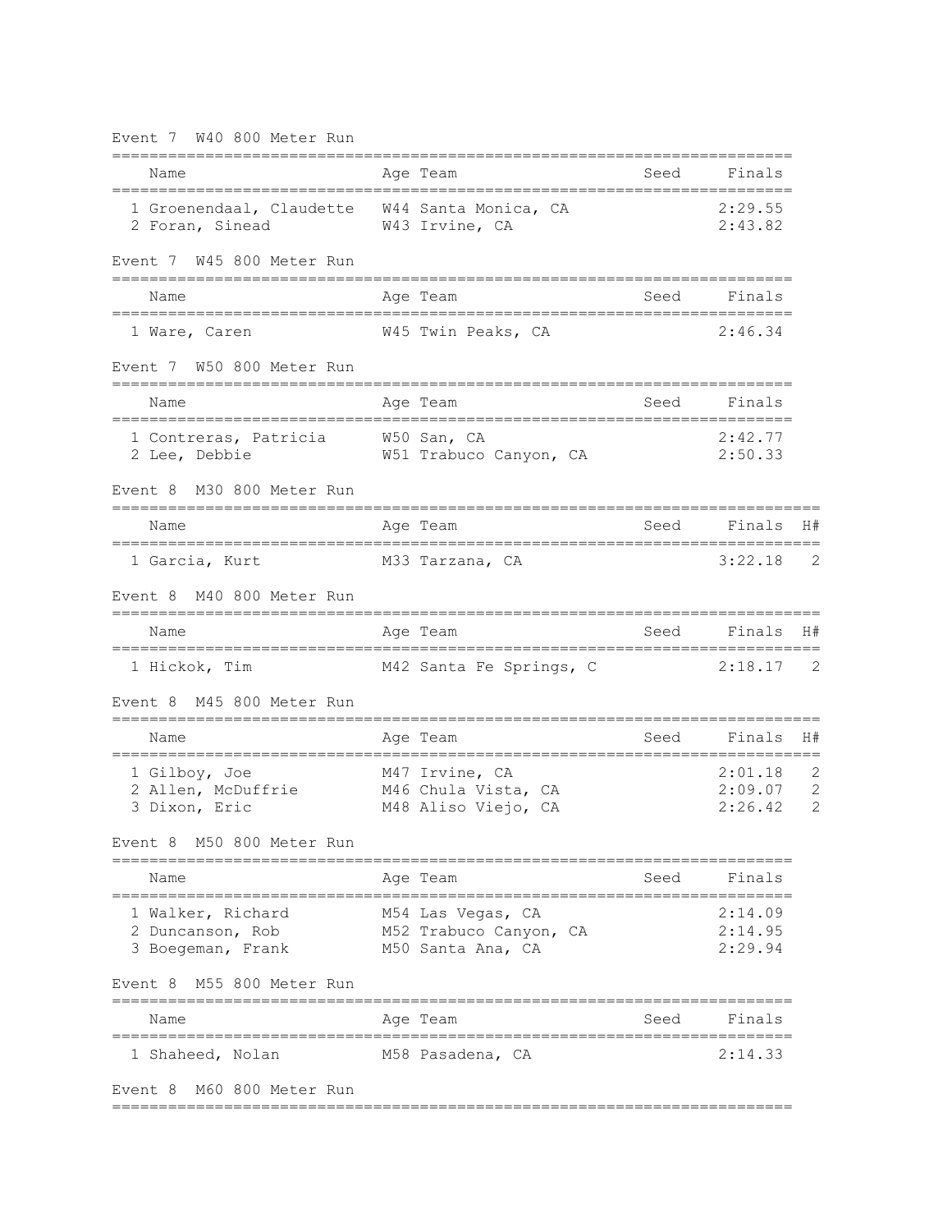Event 7  W40 800 Meter Run

| | Name | Age | Team | Seed | Finals |
|---|---|---|---|---|---|
| 1 | Groenendaal, Claudette | W44 | Santa Monica, CA | | 2:29.55 |
| 2 | Foran, Sinead | W43 | Irvine, CA | | 2:43.82 |

Event 7  W45 800 Meter Run

| | Name | Age | Team | Seed | Finals |
|---|---|---|---|---|---|
| 1 | Ware, Caren | W45 | Twin Peaks, CA | | 2:46.34 |

Event 7  W50 800 Meter Run

| | Name | Age | Team | Seed | Finals |
|---|---|---|---|---|---|
| 1 | Contreras, Patricia | W50 | San, CA | | 2:42.77 |
| 2 | Lee, Debbie | W51 | Trabuco Canyon, CA | | 2:50.33 |

Event 8  M30 800 Meter Run

| | Name | Age | Team | Seed | Finals | H# |
|---|---|---|---|---|---|---|
| 1 | Garcia, Kurt | M33 | Tarzana, CA | | 3:22.18 | 2 |

Event 8  M40 800 Meter Run

| | Name | Age | Team | Seed | Finals | H# |
|---|---|---|---|---|---|---|
| 1 | Hickok, Tim | M42 | Santa Fe Springs, C | | 2:18.17 | 2 |

Event 8  M45 800 Meter Run

| | Name | Age | Team | Seed | Finals | H# |
|---|---|---|---|---|---|---|
| 1 | Gilboy, Joe | M47 | Irvine, CA | | 2:01.18 | 2 |
| 2 | Allen, McDuffrie | M46 | Chula Vista, CA | | 2:09.07 | 2 |
| 3 | Dixon, Eric | M48 | Aliso Viejo, CA | | 2:26.42 | 2 |

Event 8  M50 800 Meter Run

| | Name | Age | Team | Seed | Finals |
|---|---|---|---|---|---|
| 1 | Walker, Richard | M54 | Las Vegas, CA | | 2:14.09 |
| 2 | Duncanson, Rob | M52 | Trabuco Canyon, CA | | 2:14.95 |
| 3 | Boegeman, Frank | M50 | Santa Ana, CA | | 2:29.94 |

Event 8  M55 800 Meter Run

| | Name | Age | Team | Seed | Finals |
|---|---|---|---|---|---|
| 1 | Shaheed, Nolan | M58 | Pasadena, CA | | 2:14.33 |

Event 8  M60 800 Meter Run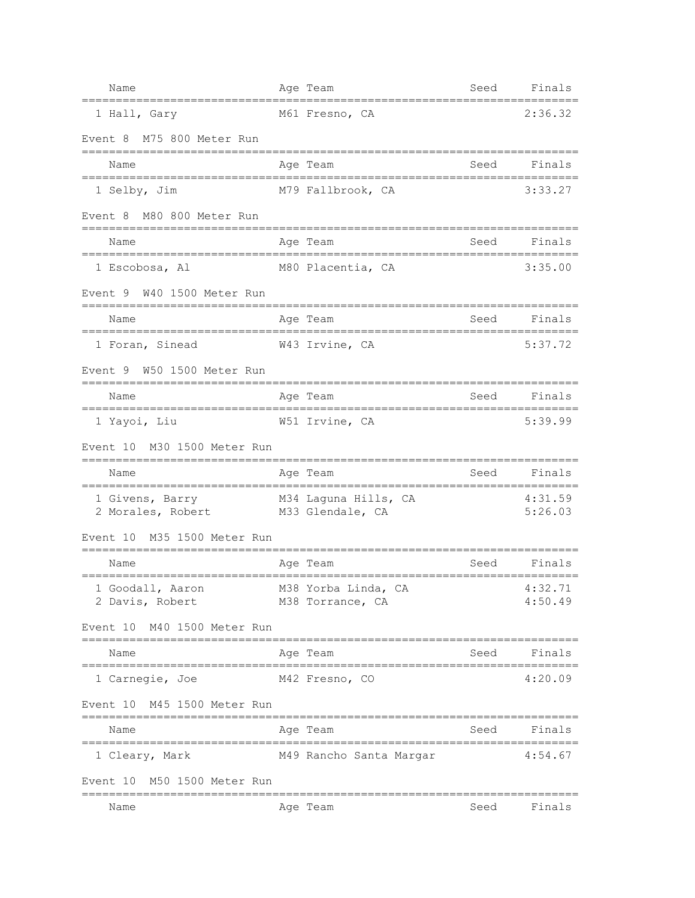| | Name | Age | Team | Seed | Finals |
|---|---|---|---|---|---|
| 1 | Hall, Gary | M61 | Fresno, CA | | 2:36.32 |

### Event 8 M75 800 Meter Run

| | Name | Age | Team | Seed | Finals |
|---|---|---|---|---|---|
| 1 | Selby, Jim | M79 | Fallbrook, CA | | 3:33.27 |

### Event 8 M80 800 Meter Run

| | Name | Age | Team | Seed | Finals |
|---|---|---|---|---|---|
| 1 | Escobosa, Al | M80 | Placentia, CA | | 3:35.00 |

### Event 9 W40 1500 Meter Run

| | Name | Age | Team | Seed | Finals |
|---|---|---|---|---|---|
| 1 | Foran, Sinead | W43 | Irvine, CA | | 5:37.72 |

### Event 9 W50 1500 Meter Run

| | Name | Age | Team | Seed | Finals |
|---|---|---|---|---|---|
| 1 | Yayoi, Liu | W51 | Irvine, CA | | 5:39.99 |

### Event 10 M30 1500 Meter Run

| | Name | Age | Team | Seed | Finals |
|---|---|---|---|---|---|
| 1 | Givens, Barry | M34 | Laguna Hills, CA | | 4:31.59 |
| 2 | Morales, Robert | M33 | Glendale, CA | | 5:26.03 |

### Event 10 M35 1500 Meter Run

| | Name | Age | Team | Seed | Finals |
|---|---|---|---|---|---|
| 1 | Goodall, Aaron | M38 | Yorba Linda, CA | | 4:32.71 |
| 2 | Davis, Robert | M38 | Torrance, CA | | 4:50.49 |

### Event 10 M40 1500 Meter Run

| | Name | Age | Team | Seed | Finals |
|---|---|---|---|---|---|
| 1 | Carnegie, Joe | M42 | Fresno, CO | | 4:20.09 |

### Event 10 M45 1500 Meter Run

| | Name | Age | Team | Seed | Finals |
|---|---|---|---|---|---|
| 1 | Cleary, Mark | M49 | Rancho Santa Margar | | 4:54.67 |

### Event 10 M50 1500 Meter Run

| | Name | Age | Team | Seed | Finals |
|---|---|---|---|---|---|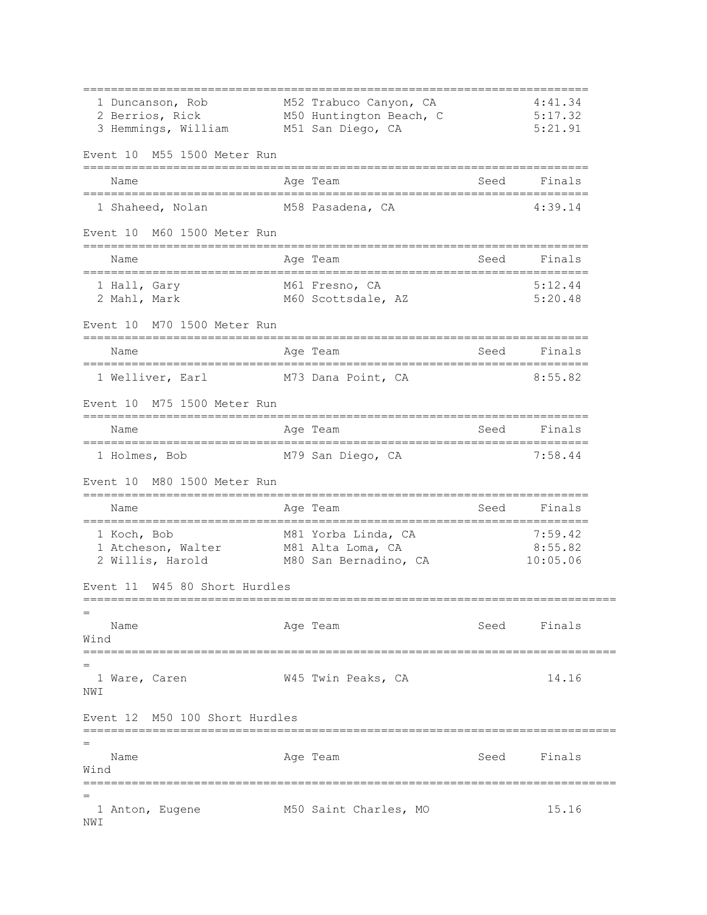| Place | Name | Age | Team | Seed | Finals |
|---|---|---|---|---|---|
| 1 | Duncanson, Rob | M52 | Trabuco Canyon, CA | | 4:41.34 |
| 2 | Berrios, Rick | M50 | Huntington Beach, C | | 5:17.32 |
| 3 | Hemmings, William | M51 | San Diego, CA | | 5:21.91 |

Event 10 M55 1500 Meter Run

| Place | Name | Age | Team | Seed | Finals |
|---|---|---|---|---|---|
| 1 | Shaheed, Nolan | M58 | Pasadena, CA | | 4:39.14 |

Event 10 M60 1500 Meter Run

| Place | Name | Age | Team | Seed | Finals |
|---|---|---|---|---|---|
| 1 | Hall, Gary | M61 | Fresno, CA | | 5:12.44 |
| 2 | Mahl, Mark | M60 | Scottsdale, AZ | | 5:20.48 |

Event 10 M70 1500 Meter Run

| Place | Name | Age | Team | Seed | Finals |
|---|---|---|---|---|---|
| 1 | Welliver, Earl | M73 | Dana Point, CA | | 8:55.82 |

Event 10 M75 1500 Meter Run

| Place | Name | Age | Team | Seed | Finals |
|---|---|---|---|---|---|
| 1 | Holmes, Bob | M79 | San Diego, CA | | 7:58.44 |

Event 10 M80 1500 Meter Run

| Place | Name | Age | Team | Seed | Finals |
|---|---|---|---|---|---|
| 1 | Koch, Bob | M81 | Yorba Linda, CA | | 7:59.42 |
| 1 | Atcheson, Walter | M81 | Alta Loma, CA | | 8:55.82 |
| 2 | Willis, Harold | M80 | San Bernadino, CA | | 10:05.06 |

Event 11 W45 80 Short Hurdles

| Place | Name | Age | Team | Seed | Finals | Wind |
|---|---|---|---|---|---|---|
| 1 | Ware, Caren | W45 | Twin Peaks, CA | | 14.16 | NWI |

Event 12 M50 100 Short Hurdles

| Place | Name | Age | Team | Seed | Finals | Wind |
|---|---|---|---|---|---|---|
| 1 | Anton, Eugene | M50 | Saint Charles, MO | | 15.16 | NWI |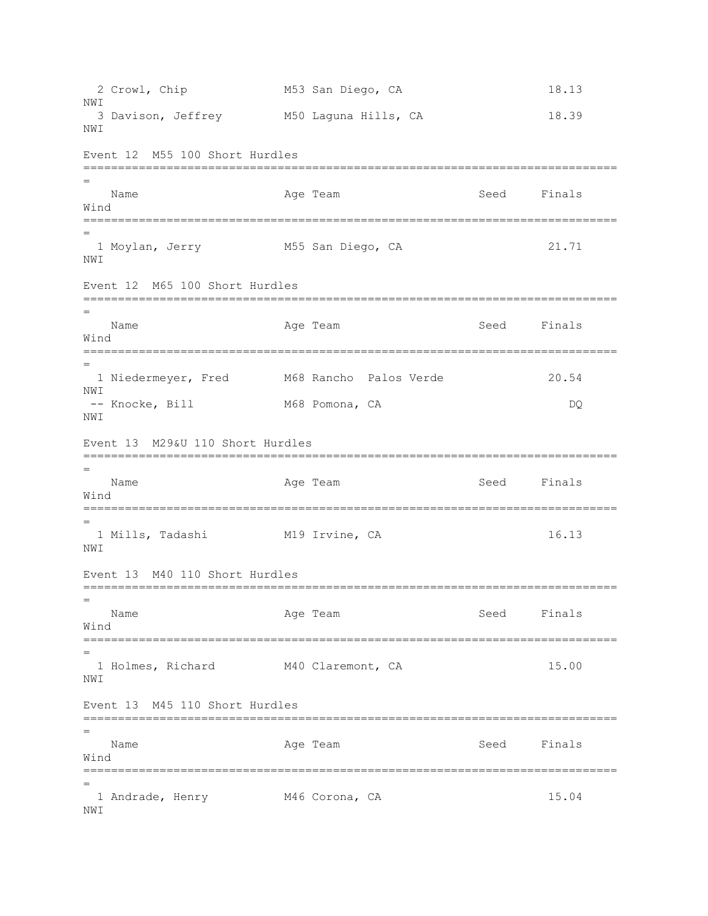| | Name | Age | Team | Seed | Finals | Wind |
|---|---|---|---|---|---|---|
| 2 | Crowl, Chip | M53 | San Diego, CA | | 18.13 | NWI |
| 3 | Davison, Jeffrey | M50 | Laguna Hills, CA | | 18.39 | NWI |

Event 12  M55 100 Short Hurdles

| | Name | Age | Team | Seed | Finals | Wind |
|---|---|---|---|---|---|---|
| 1 | Moylan, Jerry | M55 | San Diego, CA | | 21.71 | NWI |

Event 12  M65 100 Short Hurdles

| | Name | Age | Team | Seed | Finals | Wind |
|---|---|---|---|---|---|---|
| 1 | Niedermeyer, Fred | M68 | Rancho  Palos Verde | | 20.54 | NWI |
| -- | Knocke, Bill | M68 | Pomona, CA | | DQ | NWI |

Event 13  M29&U 110 Short Hurdles

| | Name | Age | Team | Seed | Finals | Wind |
|---|---|---|---|---|---|---|
| 1 | Mills, Tadashi | M19 | Irvine, CA | | 16.13 | NWI |

Event 13  M40 110 Short Hurdles

| | Name | Age | Team | Seed | Finals | Wind |
|---|---|---|---|---|---|---|
| 1 | Holmes, Richard | M40 | Claremont, CA | | 15.00 | NWI |

Event 13  M45 110 Short Hurdles

| | Name | Age | Team | Seed | Finals | Wind |
|---|---|---|---|---|---|---|
| 1 | Andrade, Henry | M46 | Corona, CA | | 15.04 | NWI |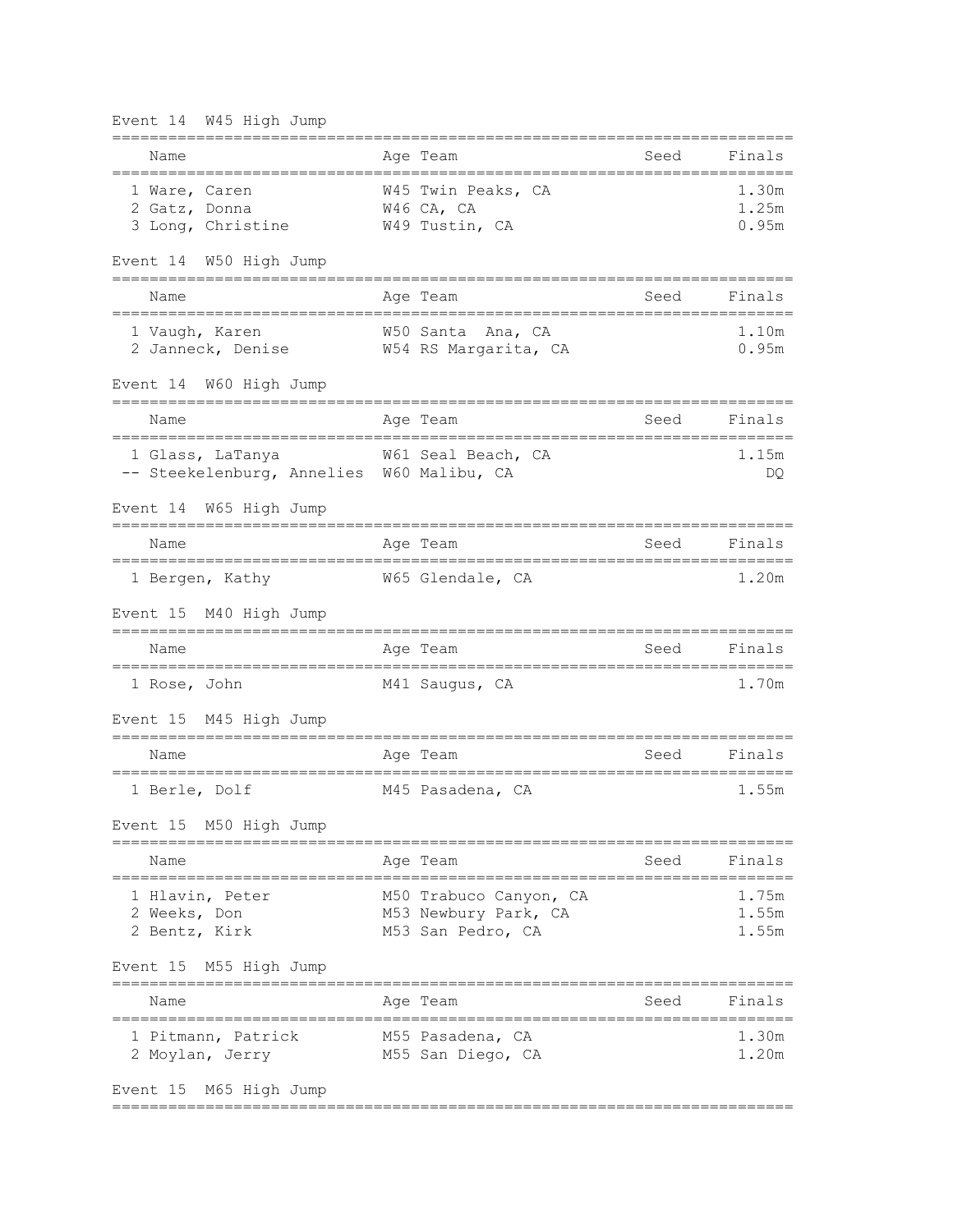### Event 14 W45 High Jump

| | Name | Age | Team | Seed | Finals |
|---|---|---|---|---|---|
| 1 | Ware, Caren | W45 | Twin Peaks, CA | | 1.30m |
| 2 | Gatz, Donna | W46 | CA, CA | | 1.25m |
| 3 | Long, Christine | W49 | Tustin, CA | | 0.95m |

### Event 14 W50 High Jump

| | Name | Age | Team | Seed | Finals |
|---|---|---|---|---|---|
| 1 | Vaugh, Karen | W50 | Santa Ana, CA | | 1.10m |
| 2 | Janneck, Denise | W54 | RS Margarita, CA | | 0.95m |

### Event 14 W60 High Jump

| | Name | Age | Team | Seed | Finals |
|---|---|---|---|---|---|
| 1 | Glass, LaTanya | W61 | Seal Beach, CA | | 1.15m |
| -- | Steekelenburg, Annelies | W60 | Malibu, CA | | DQ |

### Event 14 W65 High Jump

| | Name | Age | Team | Seed | Finals |
|---|---|---|---|---|---|
| 1 | Bergen, Kathy | W65 | Glendale, CA | | 1.20m |

### Event 15 M40 High Jump

| | Name | Age | Team | Seed | Finals |
|---|---|---|---|---|---|
| 1 | Rose, John | M41 | Saugus, CA | | 1.70m |

### Event 15 M45 High Jump

| | Name | Age | Team | Seed | Finals |
|---|---|---|---|---|---|
| 1 | Berle, Dolf | M45 | Pasadena, CA | | 1.55m |

### Event 15 M50 High Jump

| | Name | Age | Team | Seed | Finals |
|---|---|---|---|---|---|
| 1 | Hlavin, Peter | M50 | Trabuco Canyon, CA | | 1.75m |
| 2 | Weeks, Don | M53 | Newbury Park, CA | | 1.55m |
| 2 | Bentz, Kirk | M53 | San Pedro, CA | | 1.55m |

### Event 15 M55 High Jump

| | Name | Age | Team | Seed | Finals |
|---|---|---|---|---|---|
| 1 | Pitmann, Patrick | M55 | Pasadena, CA | | 1.30m |
| 2 | Moylan, Jerry | M55 | San Diego, CA | | 1.20m |

### Event 15 M65 High Jump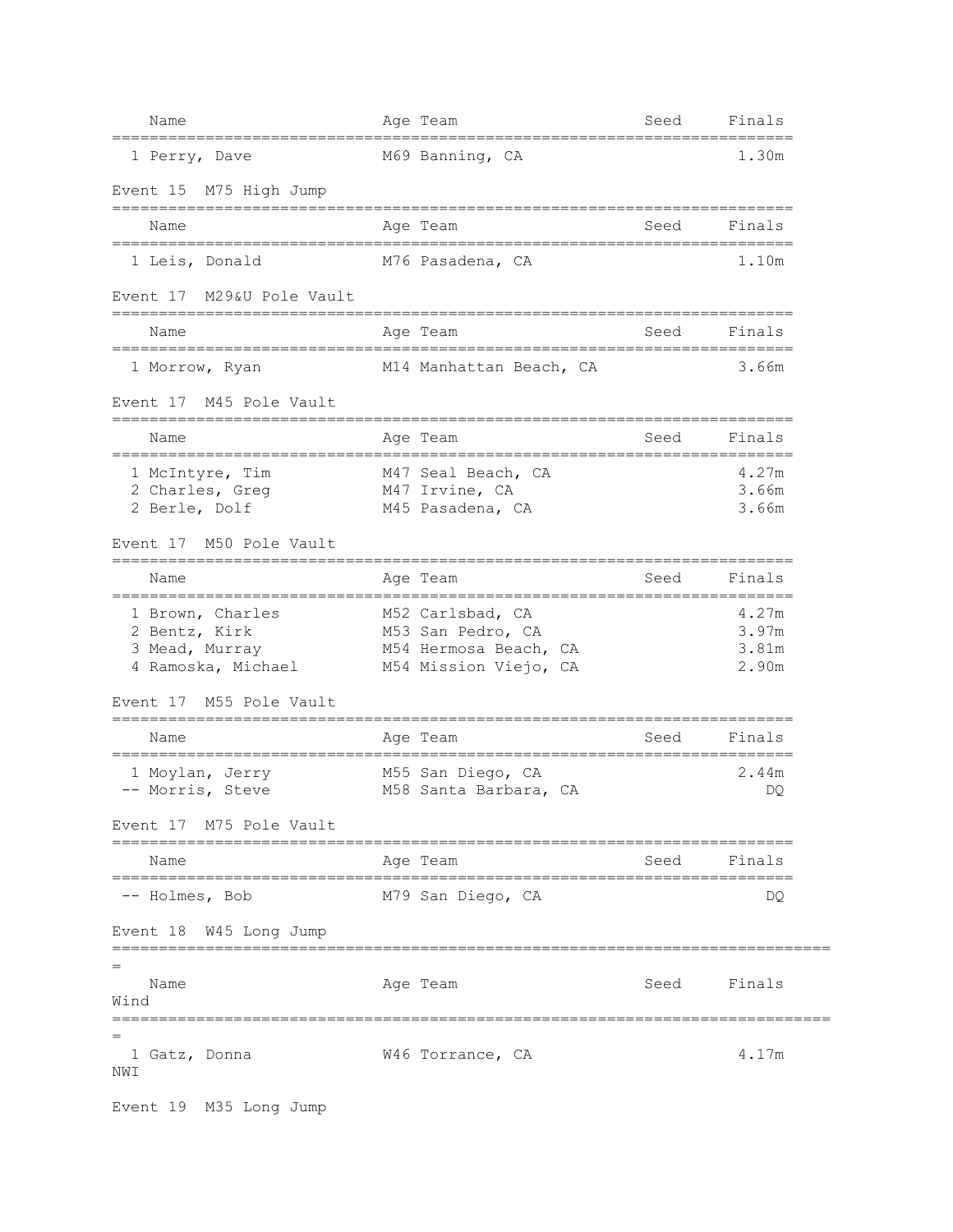| | Name | Age | Team | Seed | Finals |
|---|---|---|---|---|---|
| 1 | Perry, Dave | M69 | Banning, CA | | 1.30m |

Event 15 M75 High Jump

| | Name | Age | Team | Seed | Finals |
|---|---|---|---|---|---|
| 1 | Leis, Donald | M76 | Pasadena, CA | | 1.10m |

Event 17 M29&U Pole Vault

| | Name | Age | Team | Seed | Finals |
|---|---|---|---|---|---|
| 1 | Morrow, Ryan | M14 | Manhattan Beach, CA | | 3.66m |

Event 17 M45 Pole Vault

| | Name | Age | Team | Seed | Finals |
|---|---|---|---|---|---|
| 1 | McIntyre, Tim | M47 | Seal Beach, CA | | 4.27m |
| 2 | Charles, Greg | M47 | Irvine, CA | | 3.66m |
| 2 | Berle, Dolf | M45 | Pasadena, CA | | 3.66m |

Event 17 M50 Pole Vault

| | Name | Age | Team | Seed | Finals |
|---|---|---|---|---|---|
| 1 | Brown, Charles | M52 | Carlsbad, CA | | 4.27m |
| 2 | Bentz, Kirk | M53 | San Pedro, CA | | 3.97m |
| 3 | Mead, Murray | M54 | Hermosa Beach, CA | | 3.81m |
| 4 | Ramoska, Michael | M54 | Mission Viejo, CA | | 2.90m |

Event 17 M55 Pole Vault

| | Name | Age | Team | Seed | Finals |
|---|---|---|---|---|---|
| 1 | Moylan, Jerry | M55 | San Diego, CA | | 2.44m |
| -- | Morris, Steve | M58 | Santa Barbara, CA | | DQ |

Event 17 M75 Pole Vault

| | Name | Age | Team | Seed | Finals |
|---|---|---|---|---|---|
| -- | Holmes, Bob | M79 | San Diego, CA | | DQ |

Event 18 W45 Long Jump

| | Name | Age | Team | Seed | Finals | Wind |
|---|---|---|---|---|---|---|
| 1 | Gatz, Donna | W46 | Torrance, CA | | 4.17m | NWI |

Event 19 M35 Long Jump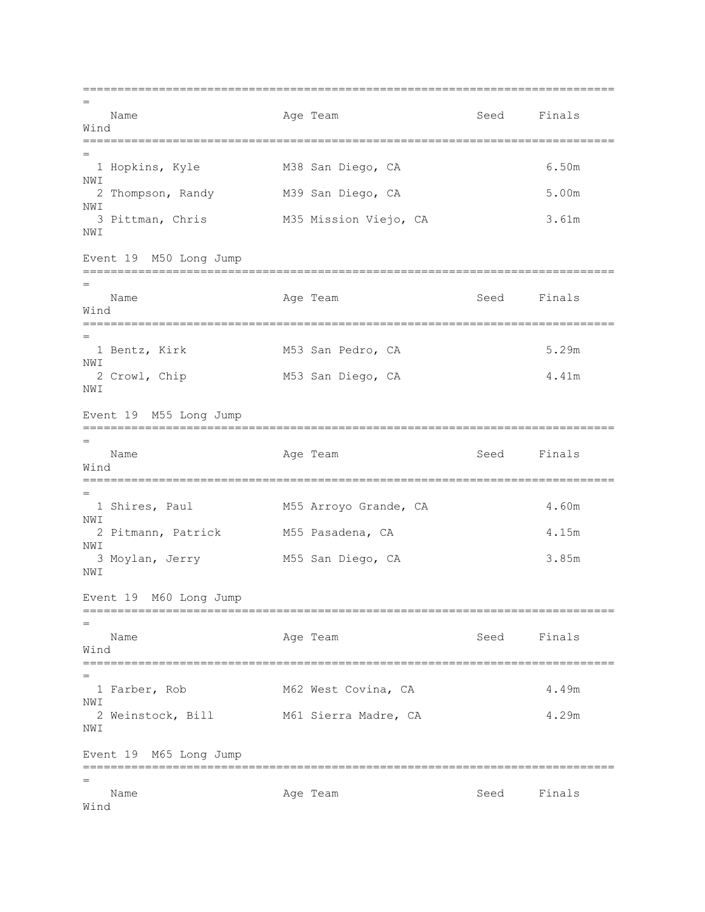| | Name | Age | Team | Seed | Finals | Wind |
|---|---|---|---|---|---|---|
| 1 | Hopkins, Kyle | M38 | San Diego, CA | | 6.50m | NWI |
| 2 | Thompson, Randy | M39 | San Diego, CA | | 5.00m | NWI |
| 3 | Pittman, Chris | M35 | Mission Viejo, CA | | 3.61m | NWI |

### Event 19 M50 Long Jump

| | Name | Age | Team | Seed | Finals | Wind |
|---|---|---|---|---|---|---|
| 1 | Bentz, Kirk | M53 | San Pedro, CA | | 5.29m | NWI |
| 2 | Crowl, Chip | M53 | San Diego, CA | | 4.41m | NWI |

### Event 19 M55 Long Jump

| | Name | Age | Team | Seed | Finals | Wind |
|---|---|---|---|---|---|---|
| 1 | Shires, Paul | M55 | Arroyo Grande, CA | | 4.60m | NWI |
| 2 | Pitmann, Patrick | M55 | Pasadena, CA | | 4.15m | NWI |
| 3 | Moylan, Jerry | M55 | San Diego, CA | | 3.85m | NWI |

### Event 19 M60 Long Jump

| | Name | Age | Team | Seed | Finals | Wind |
|---|---|---|---|---|---|---|
| 1 | Farber, Rob | M62 | West Covina, CA | | 4.49m | NWI |
| 2 | Weinstock, Bill | M61 | Sierra Madre, CA | | 4.29m | NWI |

### Event 19 M65 Long Jump

| | Name | Age | Team | Seed | Finals | Wind |
|---|---|---|---|---|---|---|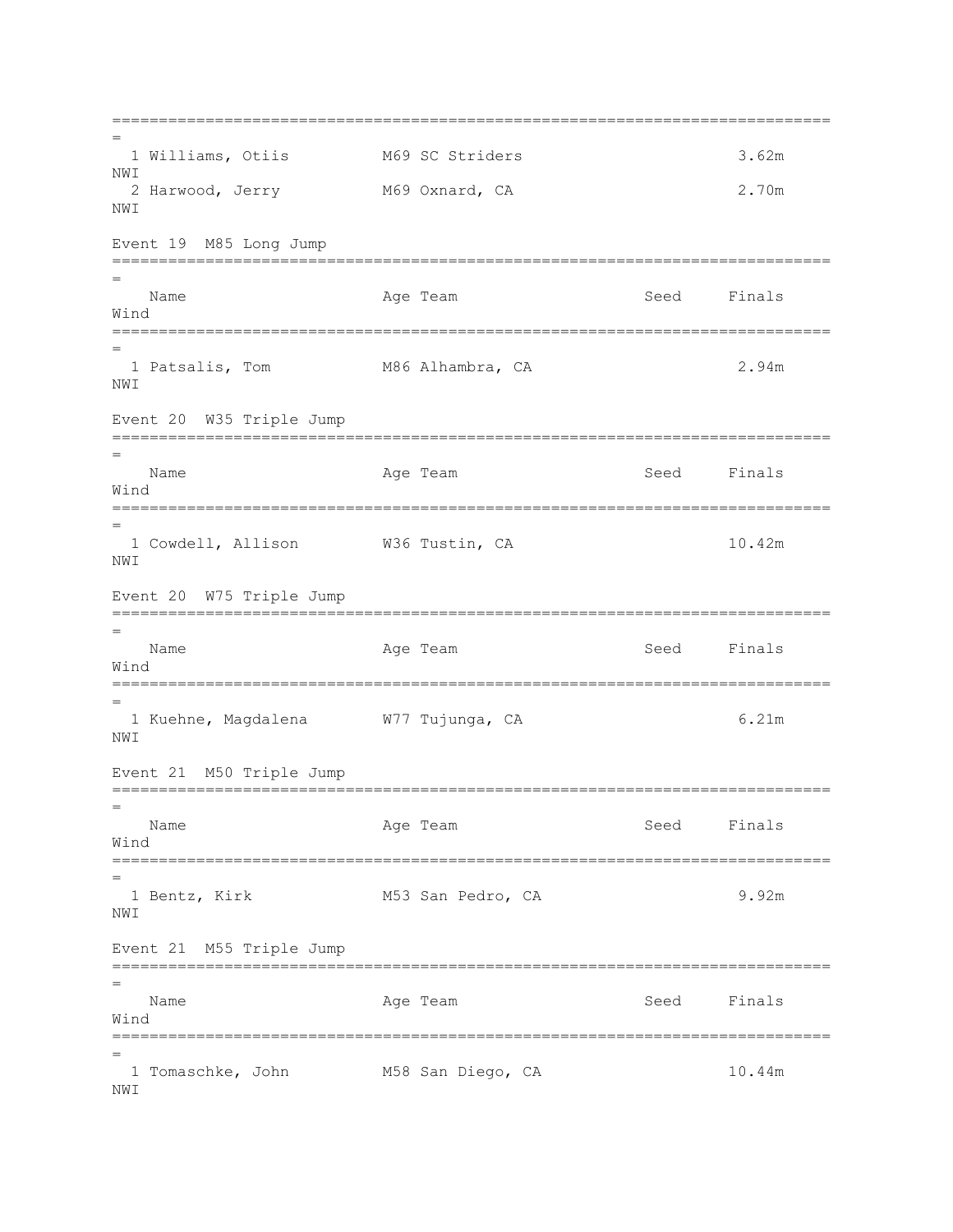| | Name | Age | Team | Seed | Finals | Wind |
|---|---|---|---|---|---|---|
| 1 | Williams, Otiis | M69 | SC Striders | | 3.62m | NWI |
| 2 | Harwood, Jerry | M69 | Oxnard, CA | | 2.70m | NWI |

Event 19 M85 Long Jump

| | Name | Age | Team | Seed | Finals | Wind |
|---|---|---|---|---|---|---|
| 1 | Patsalis, Tom | M86 | Alhambra, CA | | 2.94m | NWI |

Event 20 W35 Triple Jump

| | Name | Age | Team | Seed | Finals | Wind |
|---|---|---|---|---|---|---|
| 1 | Cowdell, Allison | W36 | Tustin, CA | | 10.42m | NWI |

Event 20 W75 Triple Jump

| | Name | Age | Team | Seed | Finals | Wind |
|---|---|---|---|---|---|---|
| 1 | Kuehne, Magdalena | W77 | Tujunga, CA | | 6.21m | NWI |

Event 21 M50 Triple Jump

| | Name | Age | Team | Seed | Finals | Wind |
|---|---|---|---|---|---|---|
| 1 | Bentz, Kirk | M53 | San Pedro, CA | | 9.92m | NWI |

Event 21 M55 Triple Jump

| | Name | Age | Team | Seed | Finals | Wind |
|---|---|---|---|---|---|---|
| 1 | Tomaschke, John | M58 | San Diego, CA | | 10.44m | NWI |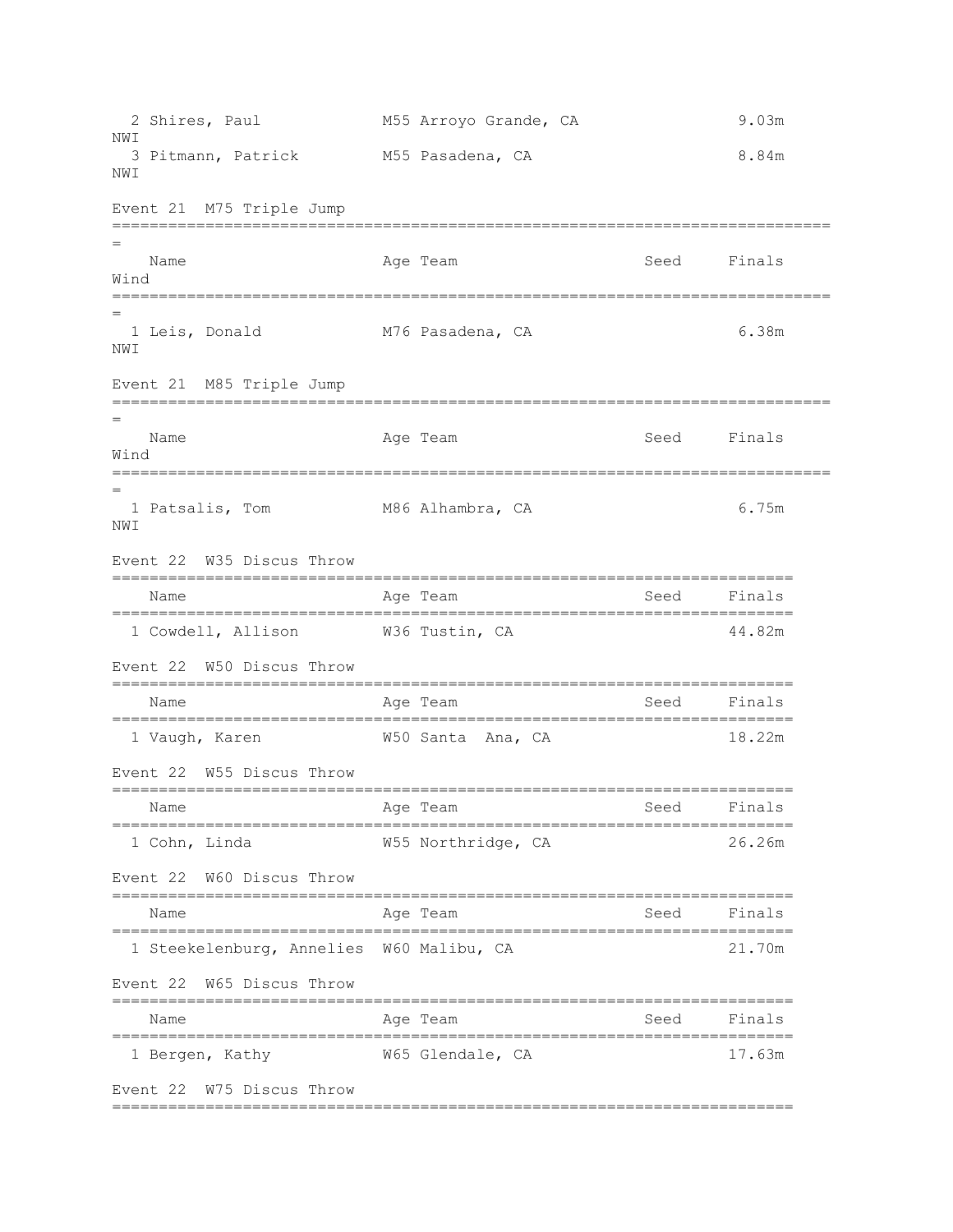| | Name | Age | Team | Seed | Finals | Wind |
|---|---|---|---|---|---|---|
| 2 | Shires, Paul | M55 | Arroyo Grande, CA | | 9.03m | NWI |
| 3 | Pitmann, Patrick | M55 | Pasadena, CA | | 8.84m | NWI |

Event 21  M75 Triple Jump

| | Name | Age | Team | Seed | Finals | Wind |
|---|---|---|---|---|---|---|
| 1 | Leis, Donald | M76 | Pasadena, CA | | 6.38m | NWI |

Event 21  M85 Triple Jump

| | Name | Age | Team | Seed | Finals | Wind |
|---|---|---|---|---|---|---|
| 1 | Patsalis, Tom | M86 | Alhambra, CA | | 6.75m | NWI |

Event 22  W35 Discus Throw

| | Name | Age | Team | Seed | Finals |
|---|---|---|---|---|---|
| 1 | Cowdell, Allison | W36 | Tustin, CA | | 44.82m |

Event 22  W50 Discus Throw

| | Name | Age | Team | Seed | Finals |
|---|---|---|---|---|---|
| 1 | Vaugh, Karen | W50 | Santa  Ana, CA | | 18.22m |

Event 22  W55 Discus Throw

| | Name | Age | Team | Seed | Finals |
|---|---|---|---|---|---|
| 1 | Cohn, Linda | W55 | Northridge, CA | | 26.26m |

Event 22  W60 Discus Throw

| | Name | Age | Team | Seed | Finals |
|---|---|---|---|---|---|
| 1 | Steekelenburg, Annelies | W60 | Malibu, CA | | 21.70m |

Event 22  W65 Discus Throw

| | Name | Age | Team | Seed | Finals |
|---|---|---|---|---|---|
| 1 | Bergen, Kathy | W65 | Glendale, CA | | 17.63m |

Event 22  W75 Discus Throw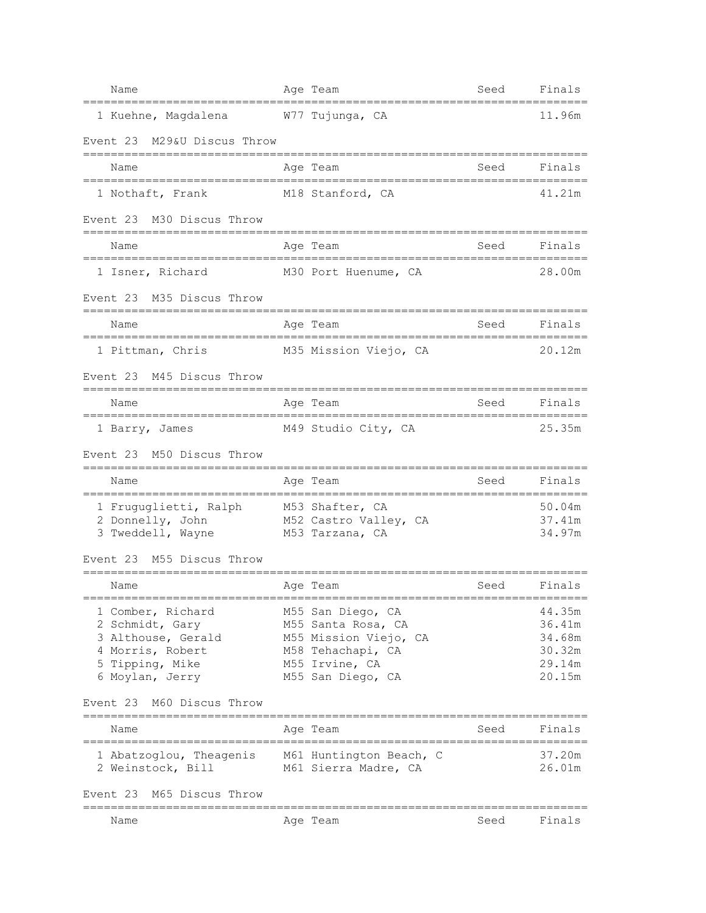| Name | Age | Team | Seed | Finals |
|---|---|---|---|---|
| 1 Kuehne, Magdalena | W77 | Tujunga, CA | | 11.96m |

### Event 23 M29&U Discus Throw

| Name | Age | Team | Seed | Finals |
|---|---|---|---|---|
| 1 Nothaft, Frank | M18 | Stanford, CA | | 41.21m |

### Event 23 M30 Discus Throw

| Name | Age | Team | Seed | Finals |
|---|---|---|---|---|
| 1 Isner, Richard | M30 | Port Huenume, CA | | 28.00m |

### Event 23 M35 Discus Throw

| Name | Age | Team | Seed | Finals |
|---|---|---|---|---|
| 1 Pittman, Chris | M35 | Mission Viejo, CA | | 20.12m |

### Event 23 M45 Discus Throw

| Name | Age | Team | Seed | Finals |
|---|---|---|---|---|
| 1 Barry, James | M49 | Studio City, CA | | 25.35m |

### Event 23 M50 Discus Throw

| Name | Age | Team | Seed | Finals |
|---|---|---|---|---|
| 1 Fruguglietti, Ralph | M53 | Shafter, CA | | 50.04m |
| 2 Donnelly, John | M52 | Castro Valley, CA | | 37.41m |
| 3 Tweddell, Wayne | M53 | Tarzana, CA | | 34.97m |

### Event 23 M55 Discus Throw

| Name | Age | Team | Seed | Finals |
|---|---|---|---|---|
| 1 Comber, Richard | M55 | San Diego, CA | | 44.35m |
| 2 Schmidt, Gary | M55 | Santa Rosa, CA | | 36.41m |
| 3 Althouse, Gerald | M55 | Mission Viejo, CA | | 34.68m |
| 4 Morris, Robert | M58 | Tehachapi, CA | | 30.32m |
| 5 Tipping, Mike | M55 | Irvine, CA | | 29.14m |
| 6 Moylan, Jerry | M55 | San Diego, CA | | 20.15m |

### Event 23 M60 Discus Throw

| Name | Age | Team | Seed | Finals |
|---|---|---|---|---|
| 1 Abatzoglou, Theagenis | M61 | Huntington Beach, C | | 37.20m |
| 2 Weinstock, Bill | M61 | Sierra Madre, CA | | 26.01m |

### Event 23 M65 Discus Throw

| Name | Age | Team | Seed | Finals |
|---|---|---|---|---|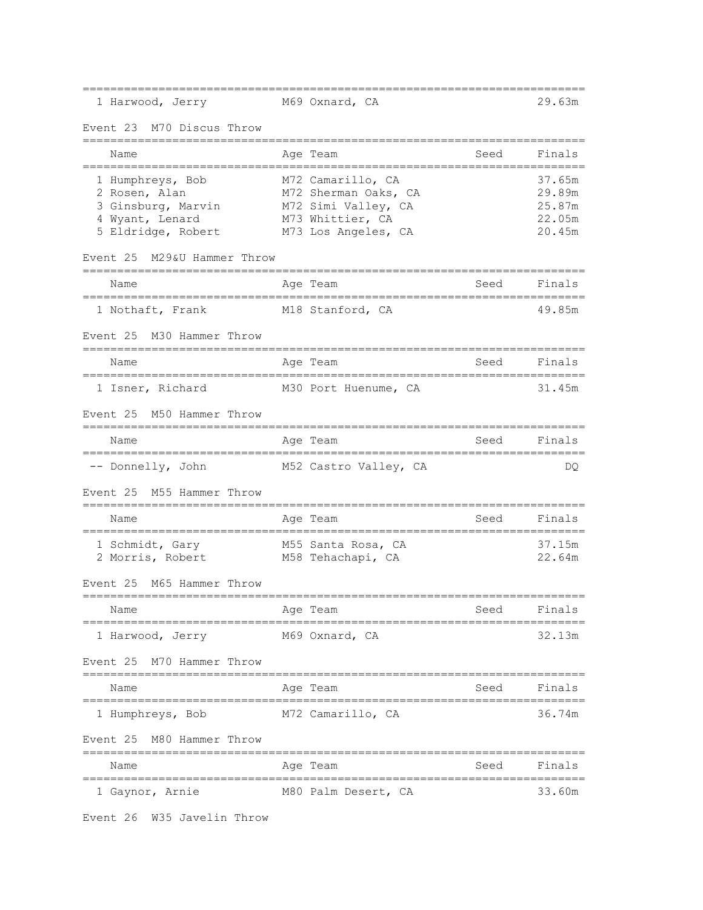| | Name | Age | Team | Seed | Finals |
|---|---|---|---|---|---|
| 1 | Harwood, Jerry | M69 | Oxnard, CA | | 29.63m |

Event 23  M70 Discus Throw

| | Name | Age | Team | Seed | Finals |
|---|---|---|---|---|---|
| 1 | Humphreys, Bob | M72 | Camarillo, CA | | 37.65m |
| 2 | Rosen, Alan | M72 | Sherman Oaks, CA | | 29.89m |
| 3 | Ginsburg, Marvin | M72 | Simi Valley, CA | | 25.87m |
| 4 | Wyant, Lenard | M73 | Whittier, CA | | 22.05m |
| 5 | Eldridge, Robert | M73 | Los Angeles, CA | | 20.45m |

Event 25  M29&U Hammer Throw

| | Name | Age | Team | Seed | Finals |
|---|---|---|---|---|---|
| 1 | Nothaft, Frank | M18 | Stanford, CA | | 49.85m |

Event 25  M30 Hammer Throw

| | Name | Age | Team | Seed | Finals |
|---|---|---|---|---|---|
| 1 | Isner, Richard | M30 | Port Huenume, CA | | 31.45m |

Event 25  M50 Hammer Throw

| | Name | Age | Team | Seed | Finals |
|---|---|---|---|---|---|
| -- | Donnelly, John | M52 | Castro Valley, CA | | DQ |

Event 25  M55 Hammer Throw

| | Name | Age | Team | Seed | Finals |
|---|---|---|---|---|---|
| 1 | Schmidt, Gary | M55 | Santa Rosa, CA | | 37.15m |
| 2 | Morris, Robert | M58 | Tehachapi, CA | | 22.64m |

Event 25  M65 Hammer Throw

| | Name | Age | Team | Seed | Finals |
|---|---|---|---|---|---|
| 1 | Harwood, Jerry | M69 | Oxnard, CA | | 32.13m |

Event 25  M70 Hammer Throw

| | Name | Age | Team | Seed | Finals |
|---|---|---|---|---|---|
| 1 | Humphreys, Bob | M72 | Camarillo, CA | | 36.74m |

Event 25  M80 Hammer Throw

| | Name | Age | Team | Seed | Finals |
|---|---|---|---|---|---|
| 1 | Gaynor, Arnie | M80 | Palm Desert, CA | | 33.60m |

Event 26  W35 Javelin Throw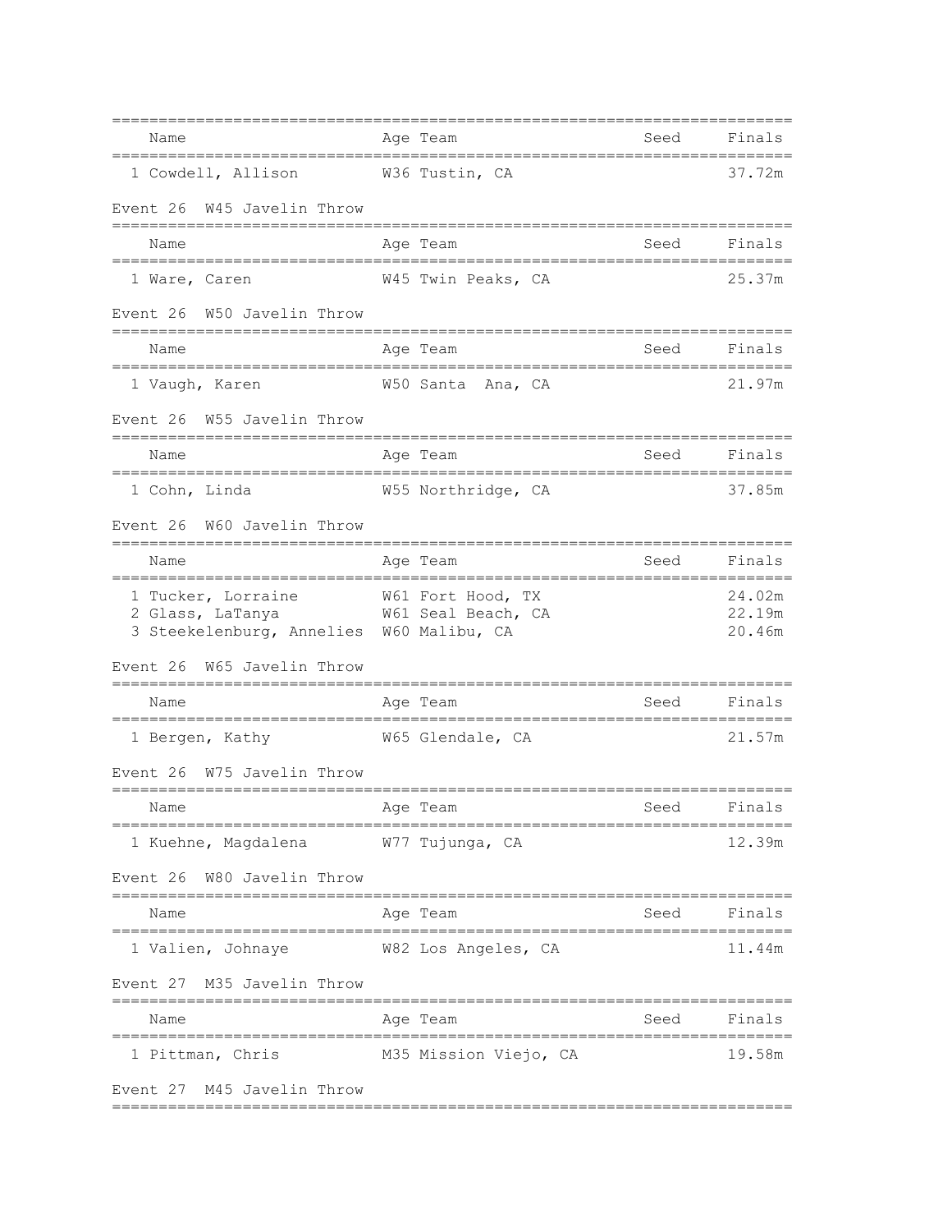| Name | Age | Team | Seed | Finals |
|---|---|---|---|---|
| 1 Cowdell, Allison | W36 | Tustin, CA | | 37.72m |

Event 26  W45 Javelin Throw

| Name | Age | Team | Seed | Finals |
|---|---|---|---|---|
| 1 Ware, Caren | W45 | Twin Peaks, CA | | 25.37m |

Event 26  W50 Javelin Throw

| Name | Age | Team | Seed | Finals |
|---|---|---|---|---|
| 1 Vaugh, Karen | W50 | Santa  Ana, CA | | 21.97m |

Event 26  W55 Javelin Throw

| Name | Age | Team | Seed | Finals |
|---|---|---|---|---|
| 1 Cohn, Linda | W55 | Northridge, CA | | 37.85m |

Event 26  W60 Javelin Throw

| Name | Age | Team | Seed | Finals |
|---|---|---|---|---|
| 1 Tucker, Lorraine | W61 | Fort Hood, TX | | 24.02m |
| 2 Glass, LaTanya | W61 | Seal Beach, CA | | 22.19m |
| 3 Steekelenburg, Annelies | W60 | Malibu, CA | | 20.46m |

Event 26  W65 Javelin Throw

| Name | Age | Team | Seed | Finals |
|---|---|---|---|---|
| 1 Bergen, Kathy | W65 | Glendale, CA | | 21.57m |

Event 26  W75 Javelin Throw

| Name | Age | Team | Seed | Finals |
|---|---|---|---|---|
| 1 Kuehne, Magdalena | W77 | Tujunga, CA | | 12.39m |

Event 26  W80 Javelin Throw

| Name | Age | Team | Seed | Finals |
|---|---|---|---|---|
| 1 Valien, Johnaye | W82 | Los Angeles, CA | | 11.44m |

Event 27  M35 Javelin Throw

| Name | Age | Team | Seed | Finals |
|---|---|---|---|---|
| 1 Pittman, Chris | M35 | Mission Viejo, CA | | 19.58m |

Event 27  M45 Javelin Throw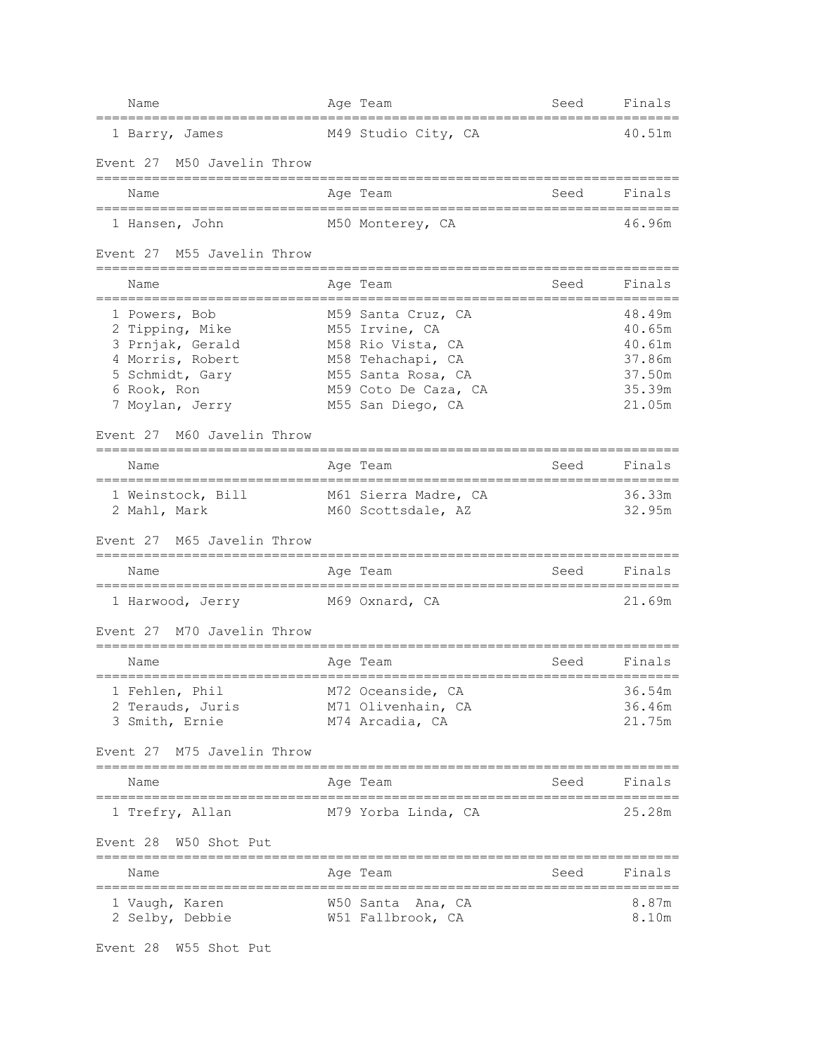| Name | Age | Team | Seed | Finals |
|---|---|---|---|---|
| 1 Barry, James | M49 | Studio City, CA | | 40.51m |

Event 27 M50 Javelin Throw

| Name | Age | Team | Seed | Finals |
|---|---|---|---|---|
| 1 Hansen, John | M50 | Monterey, CA | | 46.96m |

Event 27 M55 Javelin Throw

| Name | Age | Team | Seed | Finals |
|---|---|---|---|---|
| 1 Powers, Bob | M59 | Santa Cruz, CA | | 48.49m |
| 2 Tipping, Mike | M55 | Irvine, CA | | 40.65m |
| 3 Prnjak, Gerald | M58 | Rio Vista, CA | | 40.61m |
| 4 Morris, Robert | M58 | Tehachapi, CA | | 37.86m |
| 5 Schmidt, Gary | M55 | Santa Rosa, CA | | 37.50m |
| 6 Rook, Ron | M59 | Coto De Caza, CA | | 35.39m |
| 7 Moylan, Jerry | M55 | San Diego, CA | | 21.05m |

Event 27 M60 Javelin Throw

| Name | Age | Team | Seed | Finals |
|---|---|---|---|---|
| 1 Weinstock, Bill | M61 | Sierra Madre, CA | | 36.33m |
| 2 Mahl, Mark | M60 | Scottsdale, AZ | | 32.95m |

Event 27 M65 Javelin Throw

| Name | Age | Team | Seed | Finals |
|---|---|---|---|---|
| 1 Harwood, Jerry | M69 | Oxnard, CA | | 21.69m |

Event 27 M70 Javelin Throw

| Name | Age | Team | Seed | Finals |
|---|---|---|---|---|
| 1 Fehlen, Phil | M72 | Oceanside, CA | | 36.54m |
| 2 Terauds, Juris | M71 | Olivenhain, CA | | 36.46m |
| 3 Smith, Ernie | M74 | Arcadia, CA | | 21.75m |

Event 27 M75 Javelin Throw

| Name | Age | Team | Seed | Finals |
|---|---|---|---|---|
| 1 Trefry, Allan | M79 | Yorba Linda, CA | | 25.28m |

Event 28 W50 Shot Put

| Name | Age | Team | Seed | Finals |
|---|---|---|---|---|
| 1 Vaugh, Karen | W50 | Santa Ana, CA | | 8.87m |
| 2 Selby, Debbie | W51 | Fallbrook, CA | | 8.10m |

Event 28 W55 Shot Put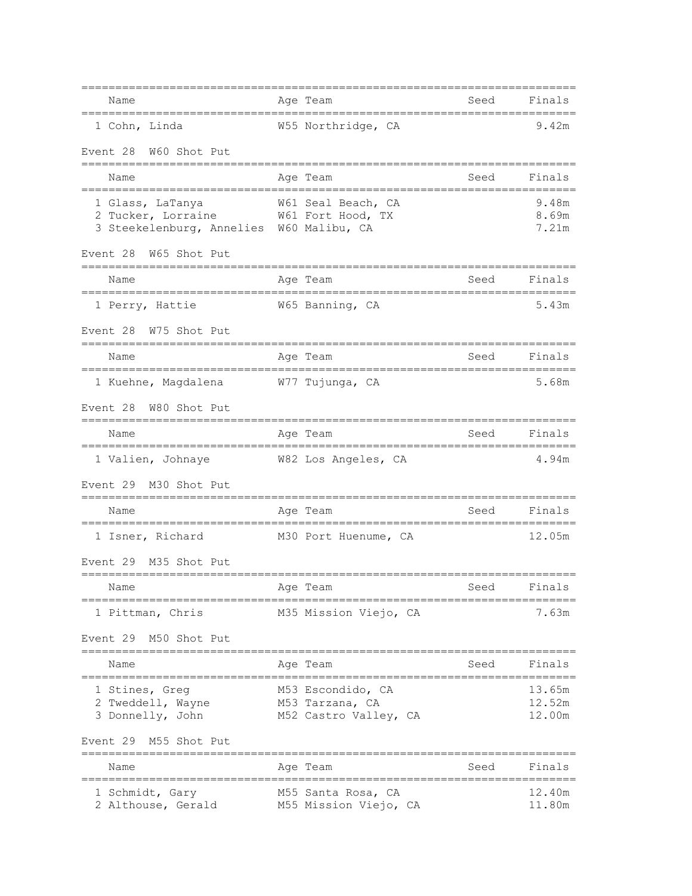| Name | Age | Team | Seed | Finals |
|---|---|---|---|---|
| 1 Cohn, Linda | W55 | Northridge, CA | | 9.42m |

## Event 28 W60 Shot Put

| Name | Age | Team | Seed | Finals |
|---|---|---|---|---|
| 1 Glass, LaTanya | W61 | Seal Beach, CA | | 9.48m |
| 2 Tucker, Lorraine | W61 | Fort Hood, TX | | 8.69m |
| 3 Steekelenburg, Annelies | W60 | Malibu, CA | | 7.21m |

## Event 28 W65 Shot Put

| Name | Age | Team | Seed | Finals |
|---|---|---|---|---|
| 1 Perry, Hattie | W65 | Banning, CA | | 5.43m |

## Event 28 W75 Shot Put

| Name | Age | Team | Seed | Finals |
|---|---|---|---|---|
| 1 Kuehne, Magdalena | W77 | Tujunga, CA | | 5.68m |

## Event 28 W80 Shot Put

| Name | Age | Team | Seed | Finals |
|---|---|---|---|---|
| 1 Valien, Johnaye | W82 | Los Angeles, CA | | 4.94m |

## Event 29 M30 Shot Put

| Name | Age | Team | Seed | Finals |
|---|---|---|---|---|
| 1 Isner, Richard | M30 | Port Huenume, CA | | 12.05m |

## Event 29 M35 Shot Put

| Name | Age | Team | Seed | Finals |
|---|---|---|---|---|
| 1 Pittman, Chris | M35 | Mission Viejo, CA | | 7.63m |

## Event 29 M50 Shot Put

| Name | Age | Team | Seed | Finals |
|---|---|---|---|---|
| 1 Stines, Greg | M53 | Escondido, CA | | 13.65m |
| 2 Tweddell, Wayne | M53 | Tarzana, CA | | 12.52m |
| 3 Donnelly, John | M52 | Castro Valley, CA | | 12.00m |

## Event 29 M55 Shot Put

| Name | Age | Team | Seed | Finals |
|---|---|---|---|---|
| 1 Schmidt, Gary | M55 | Santa Rosa, CA | | 12.40m |
| 2 Althouse, Gerald | M55 | Mission Viejo, CA | | 11.80m |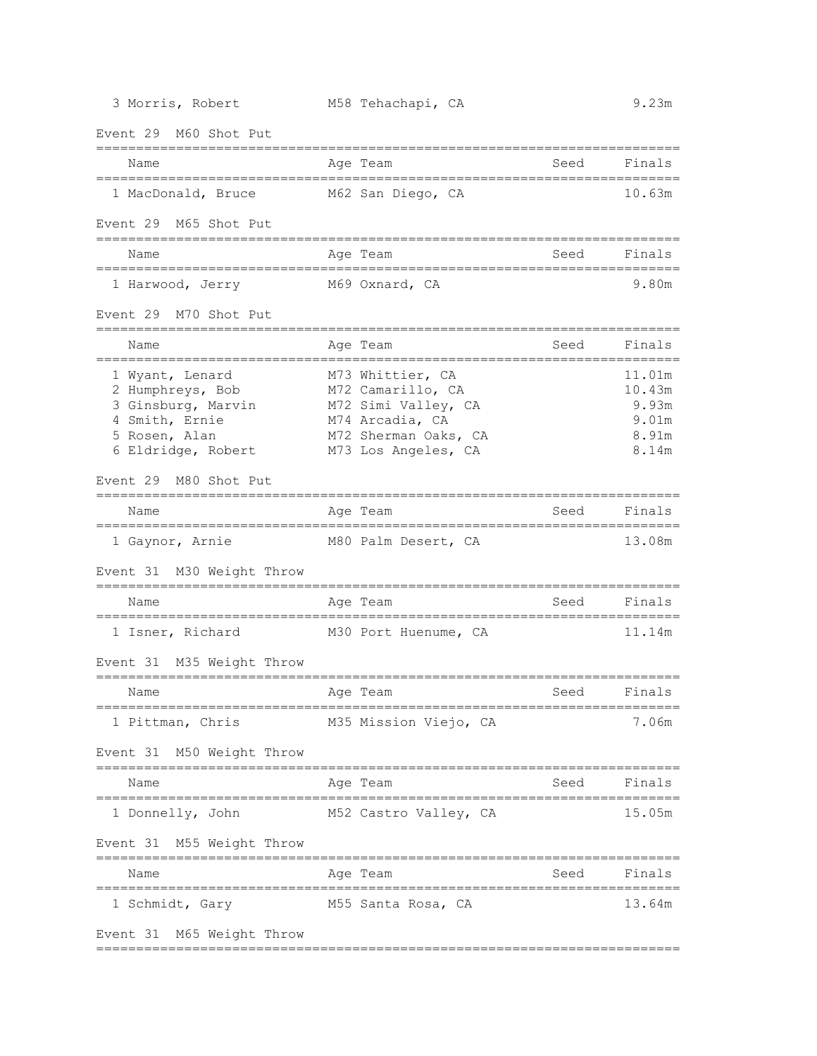| | Name | Age | Team | Seed | Finals |
|---|---|---|---|---|---|
| 3 | Morris, Robert | M58 | Tehachapi, CA | | 9.23m |

Event 29  M60 Shot Put

| | Name | Age | Team | Seed | Finals |
|---|---|---|---|---|---|
| 1 | MacDonald, Bruce | M62 | San Diego, CA | | 10.63m |

Event 29  M65 Shot Put

| | Name | Age | Team | Seed | Finals |
|---|---|---|---|---|---|
| 1 | Harwood, Jerry | M69 | Oxnard, CA | | 9.80m |

Event 29  M70 Shot Put

| | Name | Age | Team | Seed | Finals |
|---|---|---|---|---|---|
| 1 | Wyant, Lenard | M73 | Whittier, CA | | 11.01m |
| 2 | Humphreys, Bob | M72 | Camarillo, CA | | 10.43m |
| 3 | Ginsburg, Marvin | M72 | Simi Valley, CA | | 9.93m |
| 4 | Smith, Ernie | M74 | Arcadia, CA | | 9.01m |
| 5 | Rosen, Alan | M72 | Sherman Oaks, CA | | 8.91m |
| 6 | Eldridge, Robert | M73 | Los Angeles, CA | | 8.14m |

Event 29  M80 Shot Put

| | Name | Age | Team | Seed | Finals |
|---|---|---|---|---|---|
| 1 | Gaynor, Arnie | M80 | Palm Desert, CA | | 13.08m |

Event 31  M30 Weight Throw

| | Name | Age | Team | Seed | Finals |
|---|---|---|---|---|---|
| 1 | Isner, Richard | M30 | Port Huenume, CA | | 11.14m |

Event 31  M35 Weight Throw

| | Name | Age | Team | Seed | Finals |
|---|---|---|---|---|---|
| 1 | Pittman, Chris | M35 | Mission Viejo, CA | | 7.06m |

Event 31  M50 Weight Throw

| | Name | Age | Team | Seed | Finals |
|---|---|---|---|---|---|
| 1 | Donnelly, John | M52 | Castro Valley, CA | | 15.05m |

Event 31  M55 Weight Throw

| | Name | Age | Team | Seed | Finals |
|---|---|---|---|---|---|
| 1 | Schmidt, Gary | M55 | Santa Rosa, CA | | 13.64m |

Event 31  M65 Weight Throw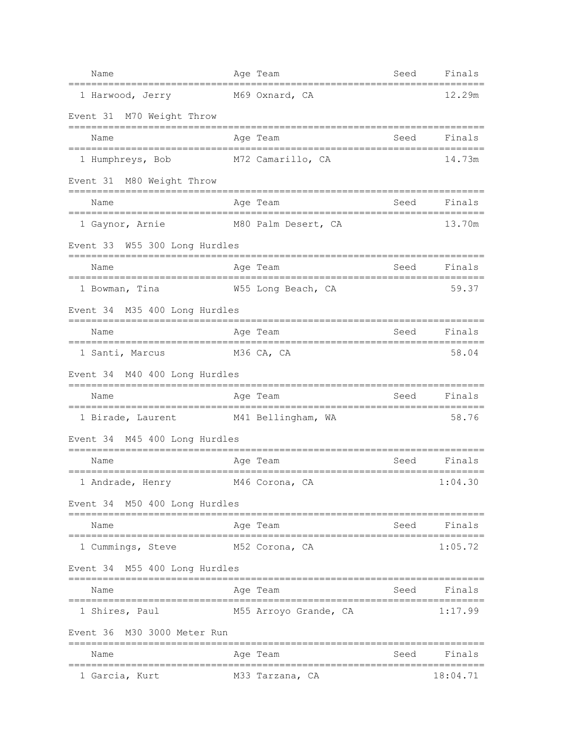| Name | Age | Team | Seed | Finals |
|---|---|---|---|---|
| 1 Harwood, Jerry | M69 | Oxnard, CA | | 12.29m |

Event 31  M70 Weight Throw

| Name | Age | Team | Seed | Finals |
|---|---|---|---|---|
| 1 Humphreys, Bob | M72 | Camarillo, CA | | 14.73m |

Event 31  M80 Weight Throw

| Name | Age | Team | Seed | Finals |
|---|---|---|---|---|
| 1 Gaynor, Arnie | M80 | Palm Desert, CA | | 13.70m |

Event 33  W55 300 Long Hurdles

| Name | Age | Team | Seed | Finals |
|---|---|---|---|---|
| 1 Bowman, Tina | W55 | Long Beach, CA | | 59.37 |

Event 34  M35 400 Long Hurdles

| Name | Age | Team | Seed | Finals |
|---|---|---|---|---|
| 1 Santi, Marcus | M36 | CA, CA | | 58.04 |

Event 34  M40 400 Long Hurdles

| Name | Age | Team | Seed | Finals |
|---|---|---|---|---|
| 1 Birade, Laurent | M41 | Bellingham, WA | | 58.76 |

Event 34  M45 400 Long Hurdles

| Name | Age | Team | Seed | Finals |
|---|---|---|---|---|
| 1 Andrade, Henry | M46 | Corona, CA | | 1:04.30 |

Event 34  M50 400 Long Hurdles

| Name | Age | Team | Seed | Finals |
|---|---|---|---|---|
| 1 Cummings, Steve | M52 | Corona, CA | | 1:05.72 |

Event 34  M55 400 Long Hurdles

| Name | Age | Team | Seed | Finals |
|---|---|---|---|---|
| 1 Shires, Paul | M55 | Arroyo Grande, CA | | 1:17.99 |

Event 36  M30 3000 Meter Run

| Name | Age | Team | Seed | Finals |
|---|---|---|---|---|
| 1 Garcia, Kurt | M33 | Tarzana, CA | | 18:04.71 |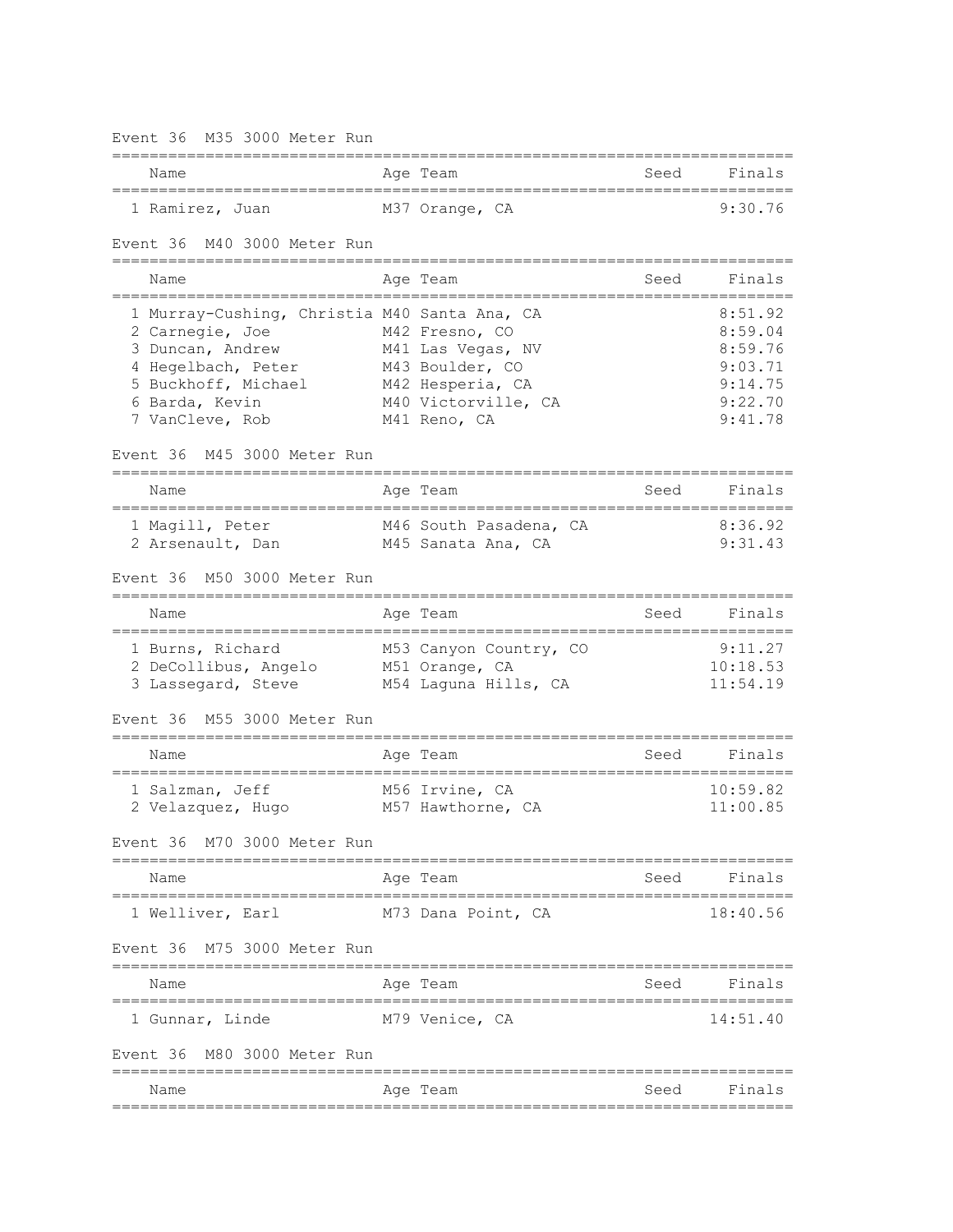Event 36  M35 3000 Meter Run

| | Name | Age | Team | Seed | Finals |
|---|---|---|---|---|---|
| 1 | Ramirez, Juan | M37 | Orange, CA | | 9:30.76 |

Event 36  M40 3000 Meter Run

| | Name | Age | Team | Seed | Finals |
|---|---|---|---|---|---|
| 1 | Murray-Cushing, Christia | M40 | Santa Ana, CA | | 8:51.92 |
| 2 | Carnegie, Joe | M42 | Fresno, CO | | 8:59.04 |
| 3 | Duncan, Andrew | M41 | Las Vegas, NV | | 8:59.76 |
| 4 | Hegelbach, Peter | M43 | Boulder, CO | | 9:03.71 |
| 5 | Buckhoff, Michael | M42 | Hesperia, CA | | 9:14.75 |
| 6 | Barda, Kevin | M40 | Victorville, CA | | 9:22.70 |
| 7 | VanCleve, Rob | M41 | Reno, CA | | 9:41.78 |

Event 36  M45 3000 Meter Run

| | Name | Age | Team | Seed | Finals |
|---|---|---|---|---|---|
| 1 | Magill, Peter | M46 | South Pasadena, CA | | 8:36.92 |
| 2 | Arsenault, Dan | M45 | Sanata Ana, CA | | 9:31.43 |

Event 36  M50 3000 Meter Run

| | Name | Age | Team | Seed | Finals |
|---|---|---|---|---|---|
| 1 | Burns, Richard | M53 | Canyon Country, CO | | 9:11.27 |
| 2 | DeCollibus, Angelo | M51 | Orange, CA | | 10:18.53 |
| 3 | Lassegard, Steve | M54 | Laguna Hills, CA | | 11:54.19 |

Event 36  M55 3000 Meter Run

| | Name | Age | Team | Seed | Finals |
|---|---|---|---|---|---|
| 1 | Salzman, Jeff | M56 | Irvine, CA | | 10:59.82 |
| 2 | Velazquez, Hugo | M57 | Hawthorne, CA | | 11:00.85 |

Event 36  M70 3000 Meter Run

| | Name | Age | Team | Seed | Finals |
|---|---|---|---|---|---|
| 1 | Welliver, Earl | M73 | Dana Point, CA | | 18:40.56 |

Event 36  M75 3000 Meter Run

| | Name | Age | Team | Seed | Finals |
|---|---|---|---|---|---|
| 1 | Gunnar, Linde | M79 | Venice, CA | | 14:51.40 |

Event 36  M80 3000 Meter Run

| | Name | Age | Team | Seed | Finals |
|---|---|---|---|---|---|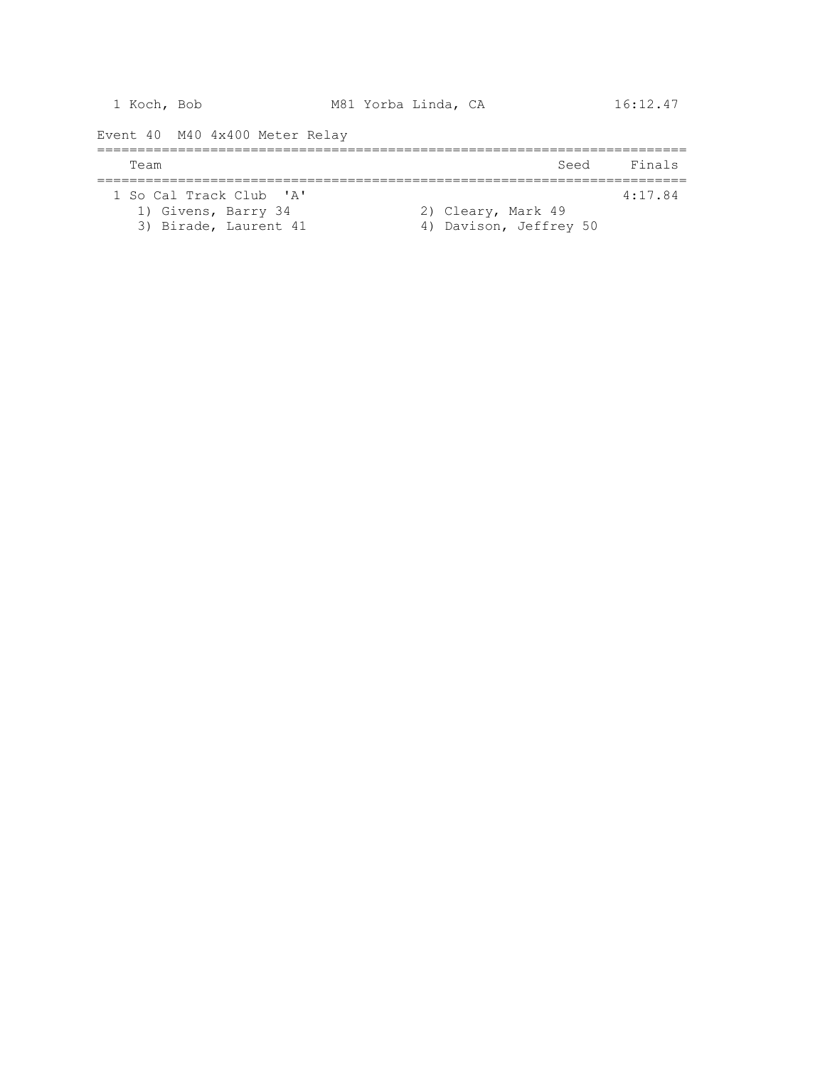1 Koch, Bob M81 Yorba Linda, CA 16:12.47

Event 40 M40 4x400 Meter Relay

| Team | Seed | Finals |
|---|---|---|
| 1 So Cal Track Club 'A' | | 4:17.84 |
| 1) Givens, Barry 34 &nbsp;&nbsp;&nbsp; 2) Cleary, Mark 49 | | |
| 3) Birade, Laurent 41 &nbsp;&nbsp;&nbsp; 4) Davison, Jeffrey 50 | | |